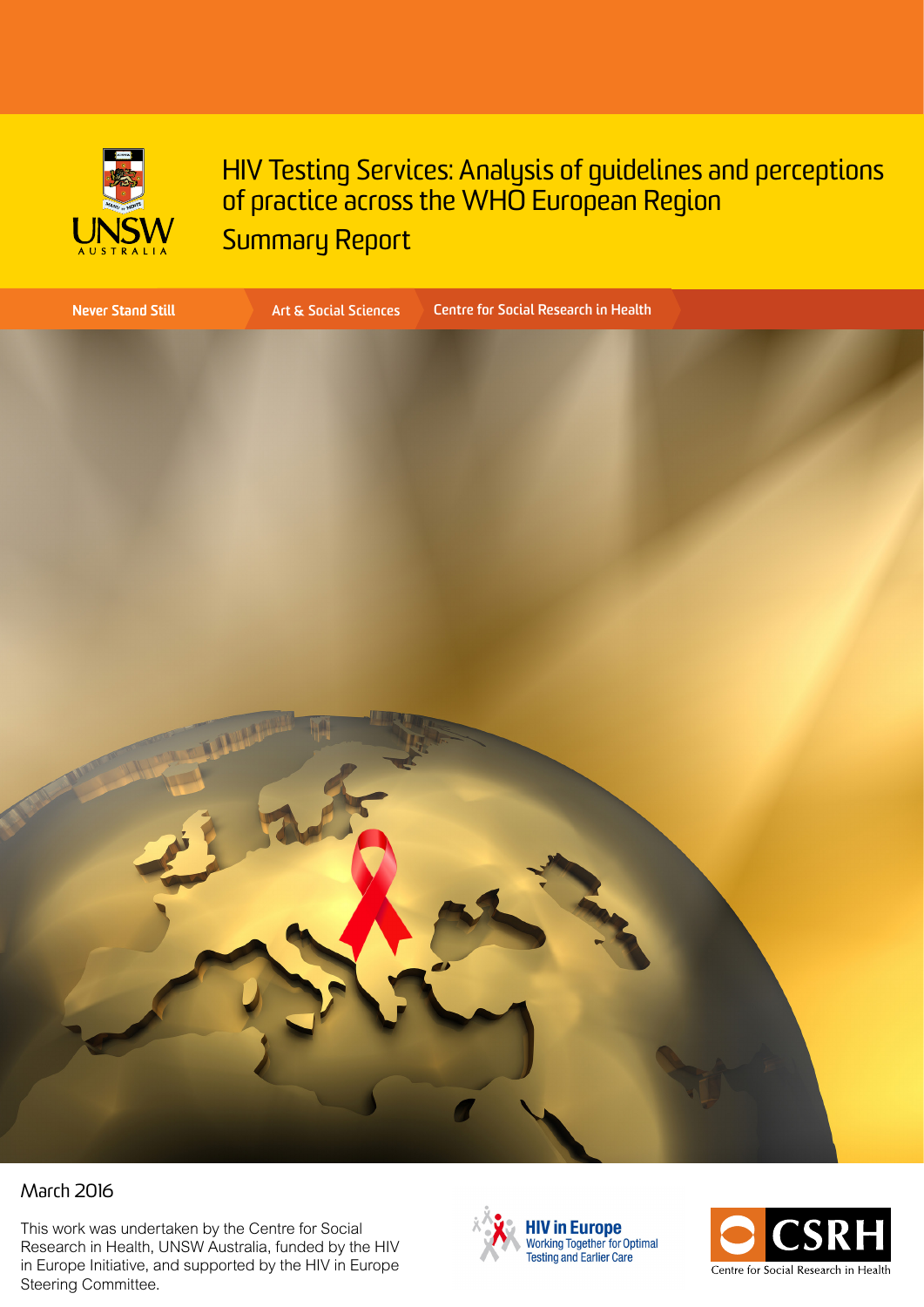# HIV Testing Services: Analysis of guidelines and perceptions of practice across the WHO European Region

## Summary Report

Never Stand Still | Art & Social Sciences | Centre for Social Research in Health

March 2016

This work was undertaken by the Centre for Social Research in Health, UNSW Australia, funded by the HIV in Europe Initiative, and supported by the HIV in Europe Steering Committee.

HIV in Europe
Working Together for Optimal Testing and Earlier Care

CSRH
Centre for Social Research in Health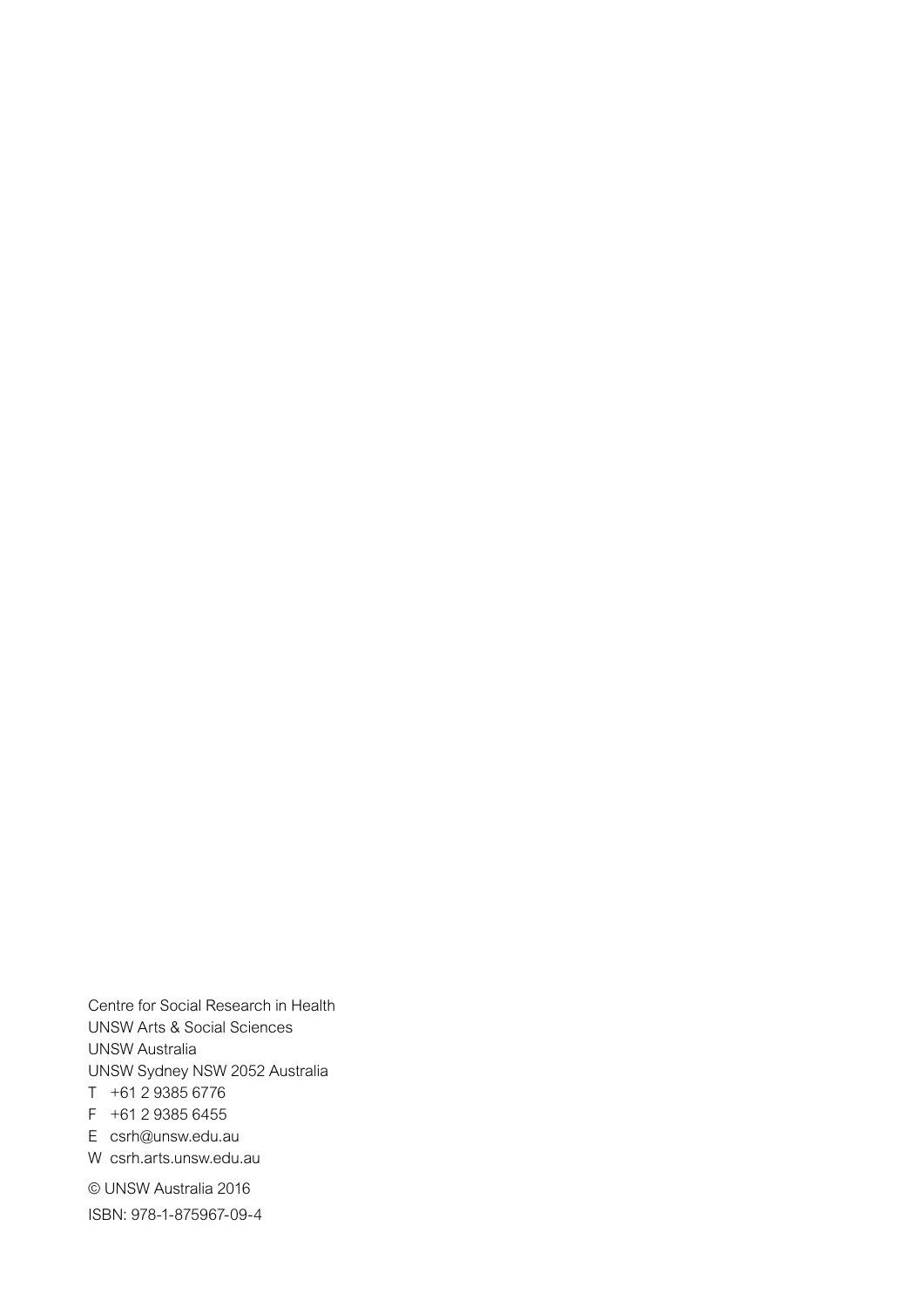Centre for Social Research in Health
UNSW Arts & Social Sciences
UNSW Australia
UNSW Sydney NSW 2052 Australia

T +61 2 9385 6776
F +61 2 9385 6455
E csrh@unsw.edu.au
W csrh.arts.unsw.edu.au

© UNSW Australia 2016

ISBN: 978-1-875967-09-4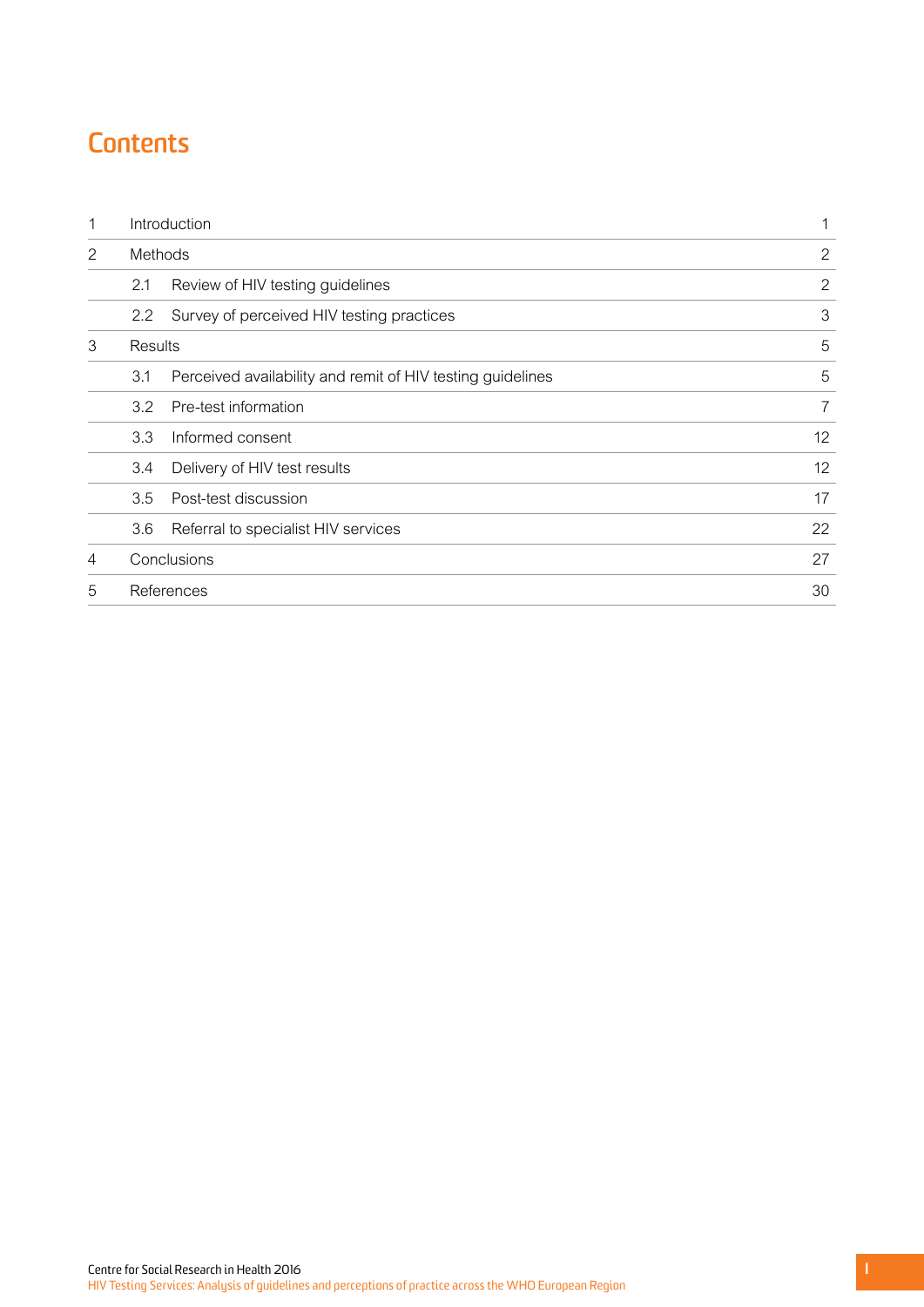# Contents

| | | | |
|---|---|---|---|
| 1 | Introduction | | 1 |
| 2 | Methods | | 2 |
| | 2.1 | Review of HIV testing guidelines | 2 |
| | 2.2 | Survey of perceived HIV testing practices | 3 |
| 3 | Results | | 5 |
| | 3.1 | Perceived availability and remit of HIV testing guidelines | 5 |
| | 3.2 | Pre-test information | 7 |
| | 3.3 | Informed consent | 12 |
| | 3.4 | Delivery of HIV test results | 12 |
| | 3.5 | Post-test discussion | 17 |
| | 3.6 | Referral to specialist HIV services | 22 |
| 4 | Conclusions | | 27 |
| 5 | References | | 30 |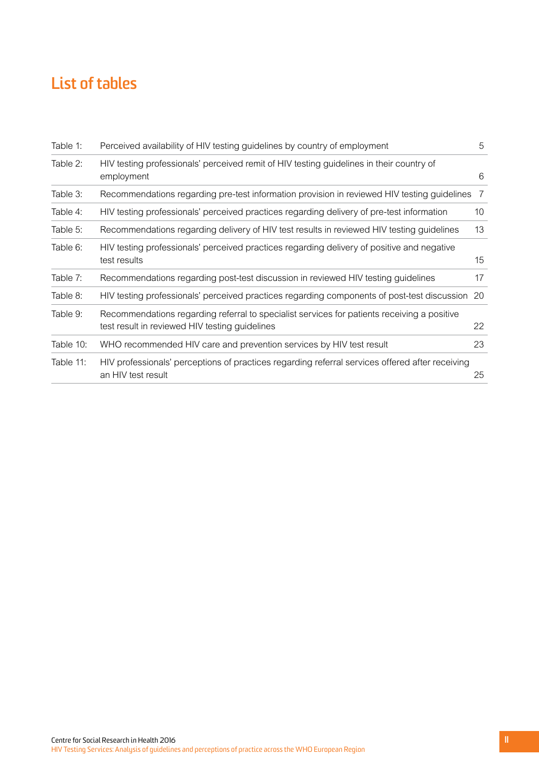# List of tables

| | | |
|---|---|---|
| Table 1: | Perceived availability of HIV testing guidelines by country of employment | 5 |
| Table 2: | HIV testing professionals' perceived remit of HIV testing guidelines in their country of employment | 6 |
| Table 3: | Recommendations regarding pre-test information provision in reviewed HIV testing guidelines | 7 |
| Table 4: | HIV testing professionals' perceived practices regarding delivery of pre-test information | 10 |
| Table 5: | Recommendations regarding delivery of HIV test results in reviewed HIV testing guidelines | 13 |
| Table 6: | HIV testing professionals' perceived practices regarding delivery of positive and negative test results | 15 |
| Table 7: | Recommendations regarding post-test discussion in reviewed HIV testing guidelines | 17 |
| Table 8: | HIV testing professionals' perceived practices regarding components of post-test discussion | 20 |
| Table 9: | Recommendations regarding referral to specialist services for patients receiving a positive test result in reviewed HIV testing guidelines | 22 |
| Table 10: | WHO recommended HIV care and prevention services by HIV test result | 23 |
| Table 11: | HIV professionals' perceptions of practices regarding referral services offered after receiving an HIV test result | 25 |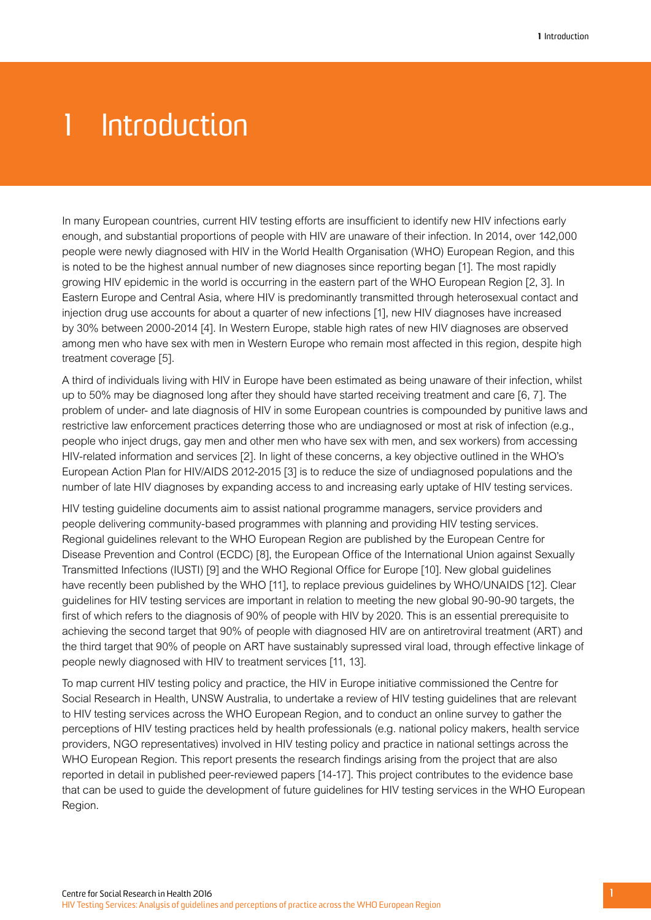# 1 Introduction

In many European countries, current HIV testing efforts are insufficient to identify new HIV infections early enough, and substantial proportions of people with HIV are unaware of their infection. In 2014, over 142,000 people were newly diagnosed with HIV in the World Health Organisation (WHO) European Region, and this is noted to be the highest annual number of new diagnoses since reporting began [1]. The most rapidly growing HIV epidemic in the world is occurring in the eastern part of the WHO European Region [2, 3]. In Eastern Europe and Central Asia, where HIV is predominantly transmitted through heterosexual contact and injection drug use accounts for about a quarter of new infections [1], new HIV diagnoses have increased by 30% between 2000-2014 [4]. In Western Europe, stable high rates of new HIV diagnoses are observed among men who have sex with men in Western Europe who remain most affected in this region, despite high treatment coverage [5].

A third of individuals living with HIV in Europe have been estimated as being unaware of their infection, whilst up to 50% may be diagnosed long after they should have started receiving treatment and care [6, 7]. The problem of under- and late diagnosis of HIV in some European countries is compounded by punitive laws and restrictive law enforcement practices deterring those who are undiagnosed or most at risk of infection (e.g., people who inject drugs, gay men and other men who have sex with men, and sex workers) from accessing HIV-related information and services [2]. In light of these concerns, a key objective outlined in the WHO's European Action Plan for HIV/AIDS 2012-2015 [3] is to reduce the size of undiagnosed populations and the number of late HIV diagnoses by expanding access to and increasing early uptake of HIV testing services.

HIV testing guideline documents aim to assist national programme managers, service providers and people delivering community-based programmes with planning and providing HIV testing services. Regional guidelines relevant to the WHO European Region are published by the European Centre for Disease Prevention and Control (ECDC) [8], the European Office of the International Union against Sexually Transmitted Infections (IUSTI) [9] and the WHO Regional Office for Europe [10]. New global guidelines have recently been published by the WHO [11], to replace previous guidelines by WHO/UNAIDS [12]. Clear guidelines for HIV testing services are important in relation to meeting the new global 90-90-90 targets, the first of which refers to the diagnosis of 90% of people with HIV by 2020. This is an essential prerequisite to achieving the second target that 90% of people with diagnosed HIV are on antiretroviral treatment (ART) and the third target that 90% of people on ART have sustainably supressed viral load, through effective linkage of people newly diagnosed with HIV to treatment services [11, 13].

To map current HIV testing policy and practice, the HIV in Europe initiative commissioned the Centre for Social Research in Health, UNSW Australia, to undertake a review of HIV testing guidelines that are relevant to HIV testing services across the WHO European Region, and to conduct an online survey to gather the perceptions of HIV testing practices held by health professionals (e.g. national policy makers, health service providers, NGO representatives) involved in HIV testing policy and practice in national settings across the WHO European Region. This report presents the research findings arising from the project that are also reported in detail in published peer-reviewed papers [14-17]. This project contributes to the evidence base that can be used to guide the development of future guidelines for HIV testing services in the WHO European Region.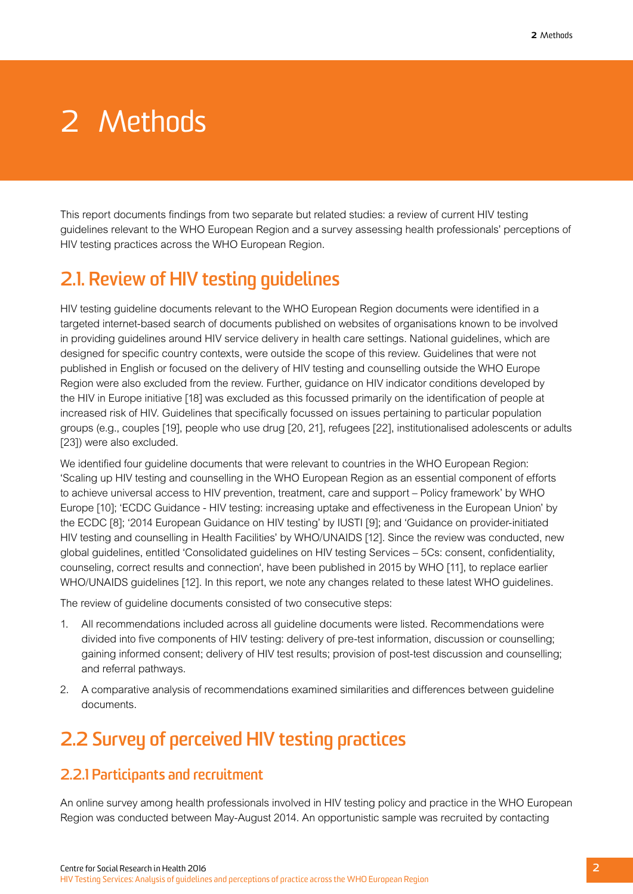# 2 Methods

This report documents findings from two separate but related studies: a review of current HIV testing guidelines relevant to the WHO European Region and a survey assessing health professionals' perceptions of HIV testing practices across the WHO European Region.

## 2.1. Review of HIV testing guidelines

HIV testing guideline documents relevant to the WHO European Region documents were identified in a targeted internet-based search of documents published on websites of organisations known to be involved in providing guidelines around HIV service delivery in health care settings. National guidelines, which are designed for specific country contexts, were outside the scope of this review. Guidelines that were not published in English or focused on the delivery of HIV testing and counselling outside the WHO Europe Region were also excluded from the review. Further, guidance on HIV indicator conditions developed by the HIV in Europe initiative [18] was excluded as this focussed primarily on the identification of people at increased risk of HIV. Guidelines that specifically focussed on issues pertaining to particular population groups (e.g., couples [19], people who use drug [20, 21], refugees [22], institutionalised adolescents or adults [23]) were also excluded.

We identified four guideline documents that were relevant to countries in the WHO European Region: 'Scaling up HIV testing and counselling in the WHO European Region as an essential component of efforts to achieve universal access to HIV prevention, treatment, care and support – Policy framework' by WHO Europe [10]; 'ECDC Guidance - HIV testing: increasing uptake and effectiveness in the European Union' by the ECDC [8]; '2014 European Guidance on HIV testing' by IUSTI [9]; and 'Guidance on provider-initiated HIV testing and counselling in Health Facilities' by WHO/UNAIDS [12]. Since the review was conducted, new global guidelines, entitled 'Consolidated guidelines on HIV testing Services – 5Cs: consent, confidentiality, counseling, correct results and connection', have been published in 2015 by WHO [11], to replace earlier WHO/UNAIDS guidelines [12]. In this report, we note any changes related to these latest WHO guidelines.

The review of guideline documents consisted of two consecutive steps:

1. All recommendations included across all guideline documents were listed. Recommendations were divided into five components of HIV testing: delivery of pre-test information, discussion or counselling; gaining informed consent; delivery of HIV test results; provision of post-test discussion and counselling; and referral pathways.
2. A comparative analysis of recommendations examined similarities and differences between guideline documents.

## 2.2 Survey of perceived HIV testing practices

### 2.2.1 Participants and recruitment

An online survey among health professionals involved in HIV testing policy and practice in the WHO European Region was conducted between May-August 2014. An opportunistic sample was recruited by contacting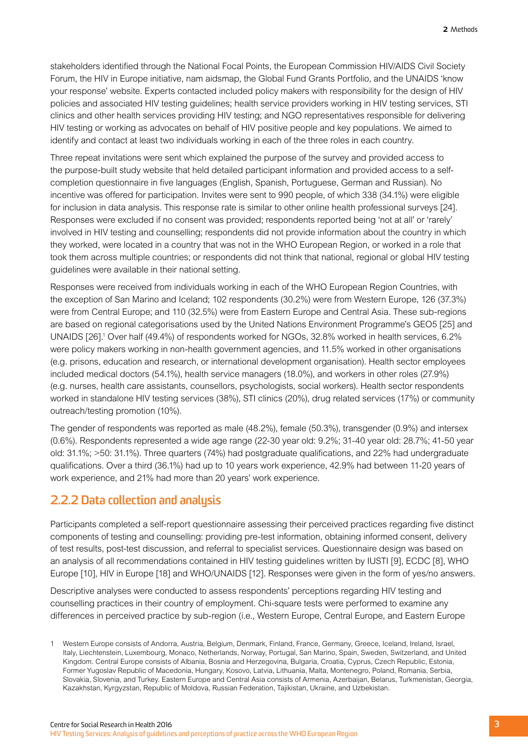stakeholders identified through the National Focal Points, the European Commission HIV/AIDS Civil Society Forum, the HIV in Europe initiative, nam aidsmap, the Global Fund Grants Portfolio, and the UNAIDS 'know your response' website. Experts contacted included policy makers with responsibility for the design of HIV policies and associated HIV testing guidelines; health service providers working in HIV testing services, STI clinics and other health services providing HIV testing; and NGO representatives responsible for delivering HIV testing or working as advocates on behalf of HIV positive people and key populations. We aimed to identify and contact at least two individuals working in each of the three roles in each country.

Three repeat invitations were sent which explained the purpose of the survey and provided access to the purpose-built study website that held detailed participant information and provided access to a self-completion questionnaire in five languages (English, Spanish, Portuguese, German and Russian). No incentive was offered for participation. Invites were sent to 990 people, of which 338 (34.1%) were eligible for inclusion in data analysis. This response rate is similar to other online health professional surveys [24]. Responses were excluded if no consent was provided; respondents reported being 'not at all' or 'rarely' involved in HIV testing and counselling; respondents did not provide information about the country in which they worked, were located in a country that was not in the WHO European Region, or worked in a role that took them across multiple countries; or respondents did not think that national, regional or global HIV testing guidelines were available in their national setting.

Responses were received from individuals working in each of the WHO European Region Countries, with the exception of San Marino and Iceland; 102 respondents (30.2%) were from Western Europe, 126 (37.3%) were from Central Europe; and 110 (32.5%) were from Eastern Europe and Central Asia. These sub-regions are based on regional categorisations used by the United Nations Environment Programme's GEO5 [25] and UNAIDS [26].[1] Over half (49.4%) of respondents worked for NGOs, 32.8% worked in health services, 6.2% were policy makers working in non-health government agencies, and 11.5% worked in other organisations (e.g. prisons, education and research, or international development organisation). Health sector employees included medical doctors (54.1%), health service managers (18.0%), and workers in other roles (27.9%) (e.g. nurses, health care assistants, counsellors, psychologists, social workers). Health sector respondents worked in standalone HIV testing services (38%), STI clinics (20%), drug related services (17%) or community outreach/testing promotion (10%).

The gender of respondents was reported as male (48.2%), female (50.3%), transgender (0.9%) and intersex (0.6%). Respondents represented a wide age range (22-30 year old: 9.2%; 31-40 year old: 28.7%; 41-50 year old: 31.1%; >50: 31.1%). Three quarters (74%) had postgraduate qualifications, and 22% had undergraduate qualifications. Over a third (36.1%) had up to 10 years work experience, 42.9% had between 11-20 years of work experience, and 21% had more than 20 years' work experience.

## 2.2.2 Data collection and analysis

Participants completed a self-report questionnaire assessing their perceived practices regarding five distinct components of testing and counselling: providing pre-test information, obtaining informed consent, delivery of test results, post-test discussion, and referral to specialist services. Questionnaire design was based on an analysis of all recommendations contained in HIV testing guidelines written by IUSTI [9], ECDC [8], WHO Europe [10], HIV in Europe [18] and WHO/UNAIDS [12]. Responses were given in the form of yes/no answers.

Descriptive analyses were conducted to assess respondents' perceptions regarding HIV testing and counselling practices in their country of employment. Chi-square tests were performed to examine any differences in perceived practice by sub-region (i.e., Western Europe, Central Europe, and Eastern Europe

1 Western Europe consists of Andorra, Austria, Belgium, Denmark, Finland, France, Germany, Greece, Iceland, Ireland, Israel, Italy, Liechtenstein, Luxembourg, Monaco, Netherlands, Norway, Portugal, San Marino, Spain, Sweden, Switzerland, and United Kingdom. Central Europe consists of Albania, Bosnia and Herzegovina, Bulgaria, Croatia, Cyprus, Czech Republic, Estonia, Former Yugoslav Republic of Macedonia, Hungary, Kosovo, Latvia, Lithuania, Malta, Montenegro, Poland, Romania, Serbia, Slovakia, Slovenia, and Turkey. Eastern Europe and Central Asia consists of Armenia, Azerbaijan, Belarus, Turkmenistan, Georgia, Kazakhstan, Kyrgyzstan, Republic of Moldova, Russian Federation, Tajikistan, Ukraine, and Uzbekistan.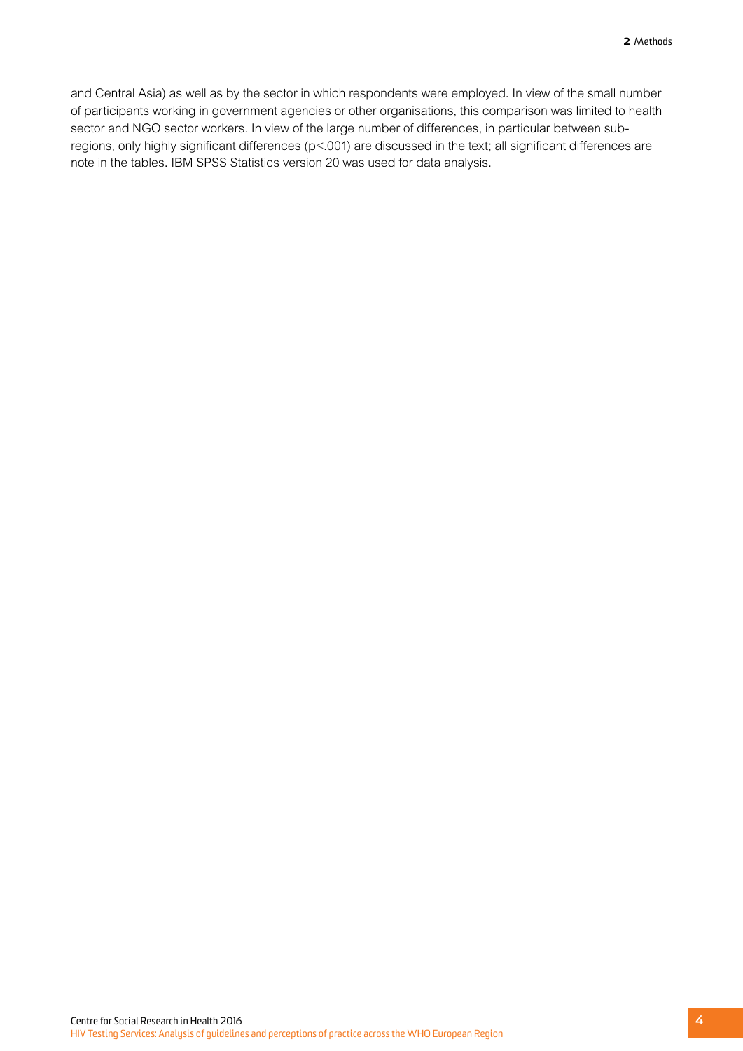and Central Asia) as well as by the sector in which respondents were employed. In view of the small number of participants working in government agencies or other organisations, this comparison was limited to health sector and NGO sector workers. In view of the large number of differences, in particular between sub-regions, only highly significant differences ($p<.001$) are discussed in the text; all significant differences are note in the tables. IBM SPSS Statistics version 20 was used for data analysis.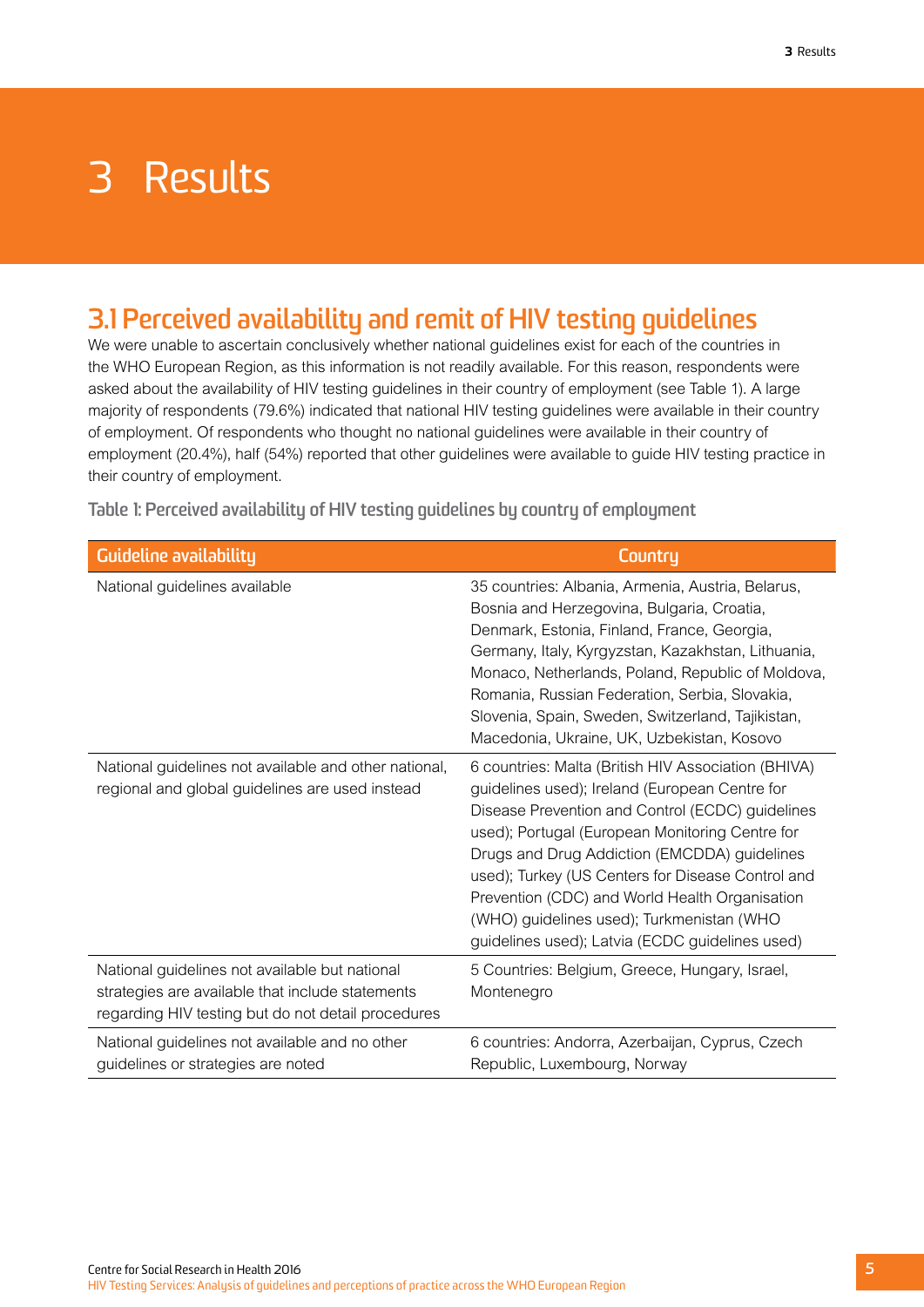# 3 Results

## 3.1 Perceived availability and remit of HIV testing guidelines

We were unable to ascertain conclusively whether national guidelines exist for each of the countries in the WHO European Region, as this information is not readily available. For this reason, respondents were asked about the availability of HIV testing guidelines in their country of employment (see Table 1). A large majority of respondents (79.6%) indicated that national HIV testing guidelines were available in their country of employment. Of respondents who thought no national guidelines were available in their country of employment (20.4%), half (54%) reported that other guidelines were available to guide HIV testing practice in their country of employment.

**Table 1: Perceived availability of HIV testing guidelines by country of employment**

| Guideline availability | Country |
|---|---|
| National guidelines available | 35 countries: Albania, Armenia, Austria, Belarus, Bosnia and Herzegovina, Bulgaria, Croatia, Denmark, Estonia, Finland, France, Georgia, Germany, Italy, Kyrgyzstan, Kazakhstan, Lithuania, Monaco, Netherlands, Poland, Republic of Moldova, Romania, Russian Federation, Serbia, Slovakia, Slovenia, Spain, Sweden, Switzerland, Tajikistan, Macedonia, Ukraine, UK, Uzbekistan, Kosovo |
| National guidelines not available and other national, regional and global guidelines are used instead | 6 countries: Malta (British HIV Association (BHIVA) guidelines used); Ireland (European Centre for Disease Prevention and Control (ECDC) guidelines used); Portugal (European Monitoring Centre for Drugs and Drug Addiction (EMCDDA) guidelines used); Turkey (US Centers for Disease Control and Prevention (CDC) and World Health Organisation (WHO) guidelines used); Turkmenistan (WHO guidelines used); Latvia (ECDC guidelines used) |
| National guidelines not available but national strategies are available that include statements regarding HIV testing but do not detail procedures | 5 Countries: Belgium, Greece, Hungary, Israel, Montenegro |
| National guidelines not available and no other guidelines or strategies are noted | 6 countries: Andorra, Azerbaijan, Cyprus, Czech Republic, Luxembourg, Norway |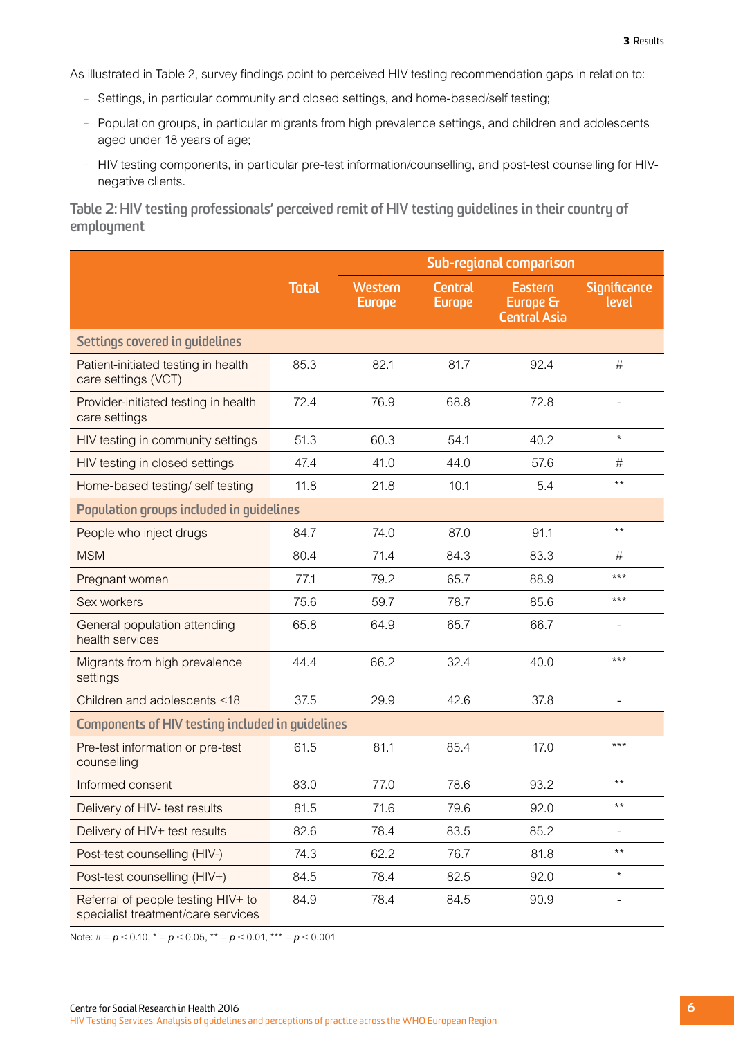As illustrated in Table 2, survey findings point to perceived HIV testing recommendation gaps in relation to:

- Settings, in particular community and closed settings, and home-based/self testing;
- Population groups, in particular migrants from high prevalence settings, and children and adolescents aged under 18 years of age;
- HIV testing components, in particular pre-test information/counselling, and post-test counselling for HIV-negative clients.

**Table 2: HIV testing professionals' perceived remit of HIV testing guidelines in their country of employment**

| | Total | Sub-regional comparison | | | |
|---|---|---|---|---|---|
| | | Western Europe | Central Europe | Eastern Europe & Central Asia | Significance level |
| **Settings covered in guidelines** | | | | | |
| Patient-initiated testing in health care settings (VCT) | 85.3 | 82.1 | 81.7 | 92.4 | # |
| Provider-initiated testing in health care settings | 72.4 | 76.9 | 68.8 | 72.8 | - |
| HIV testing in community settings | 51.3 | 60.3 | 54.1 | 40.2 | * |
| HIV testing in closed settings | 47.4 | 41.0 | 44.0 | 57.6 | # |
| Home-based testing/ self testing | 11.8 | 21.8 | 10.1 | 5.4 | ** |
| **Population groups included in guidelines** | | | | | |
| People who inject drugs | 84.7 | 74.0 | 87.0 | 91.1 | ** |
| MSM | 80.4 | 71.4 | 84.3 | 83.3 | # |
| Pregnant women | 77.1 | 79.2 | 65.7 | 88.9 | *** |
| Sex workers | 75.6 | 59.7 | 78.7 | 85.6 | *** |
| General population attending health services | 65.8 | 64.9 | 65.7 | 66.7 | - |
| Migrants from high prevalence settings | 44.4 | 66.2 | 32.4 | 40.0 | *** |
| Children and adolescents <18 | 37.5 | 29.9 | 42.6 | 37.8 | - |
| **Components of HIV testing included in guidelines** | | | | | |
| Pre-test information or pre-test counselling | 61.5 | 81.1 | 85.4 | 17.0 | *** |
| Informed consent | 83.0 | 77.0 | 78.6 | 93.2 | ** |
| Delivery of HIV- test results | 81.5 | 71.6 | 79.6 | 92.0 | ** |
| Delivery of HIV+ test results | 82.6 | 78.4 | 83.5 | 85.2 | - |
| Post-test counselling (HIV-) | 74.3 | 62.2 | 76.7 | 81.8 | ** |
| Post-test counselling (HIV+) | 84.5 | 78.4 | 82.5 | 92.0 | * |
| Referral of people testing HIV+ to specialist treatment/care services | 84.9 | 78.4 | 84.5 | 90.9 | - |

Note: # = $p < 0.10$, * = $p < 0.05$, ** = $p < 0.01$, *** = $p < 0.001$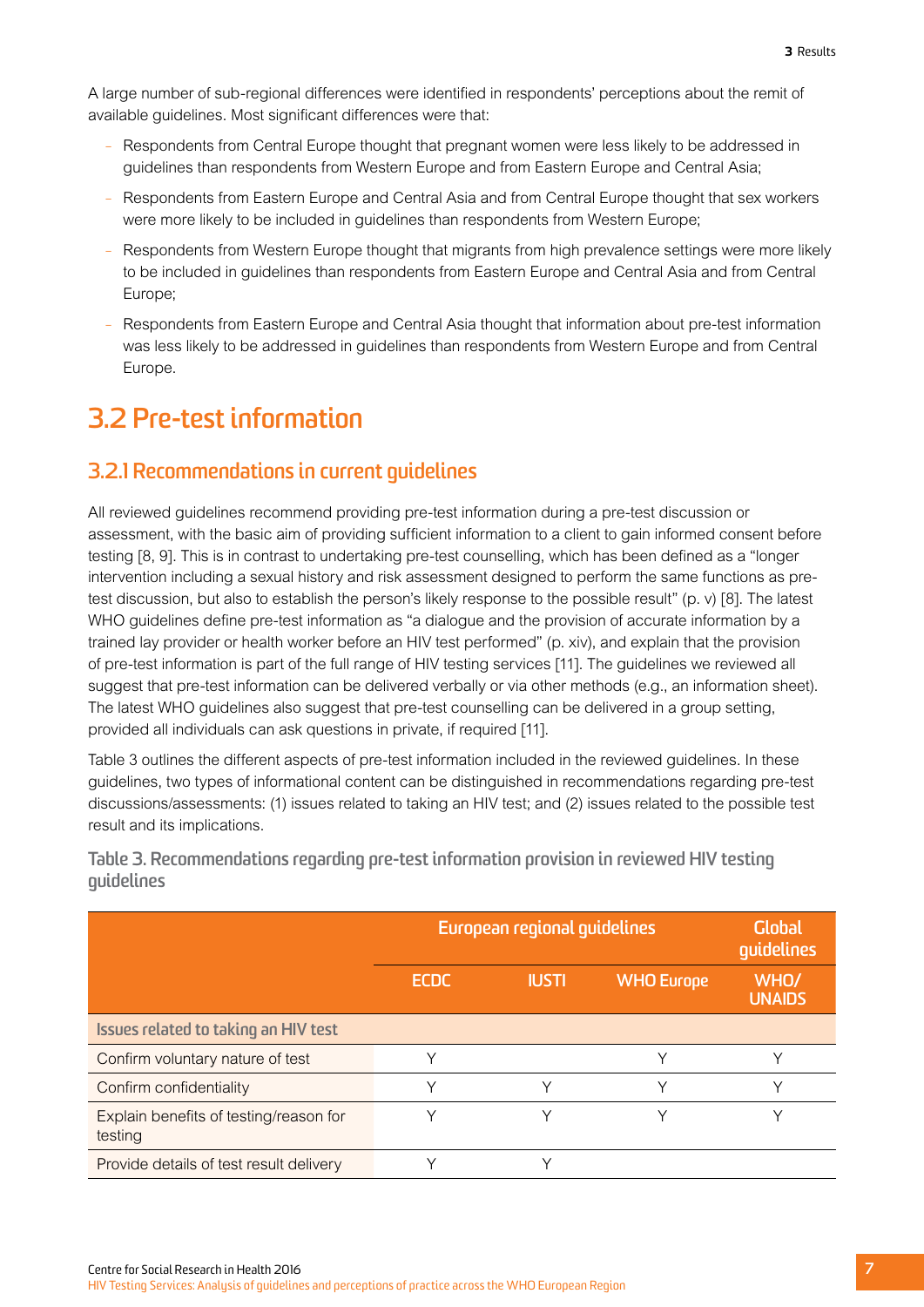A large number of sub-regional differences were identified in respondents' perceptions about the remit of available guidelines. Most significant differences were that:

- Respondents from Central Europe thought that pregnant women were less likely to be addressed in guidelines than respondents from Western Europe and from Eastern Europe and Central Asia;
- Respondents from Eastern Europe and Central Asia and from Central Europe thought that sex workers were more likely to be included in guidelines than respondents from Western Europe;
- Respondents from Western Europe thought that migrants from high prevalence settings were more likely to be included in guidelines than respondents from Eastern Europe and Central Asia and from Central Europe;
- Respondents from Eastern Europe and Central Asia thought that information about pre-test information was less likely to be addressed in guidelines than respondents from Western Europe and from Central Europe.

## 3.2 Pre-test information

### 3.2.1 Recommendations in current guidelines

All reviewed guidelines recommend providing pre-test information during a pre-test discussion or assessment, with the basic aim of providing sufficient information to a client to gain informed consent before testing [8, 9]. This is in contrast to undertaking pre-test counselling, which has been defined as a "longer intervention including a sexual history and risk assessment designed to perform the same functions as pre-test discussion, but also to establish the person's likely response to the possible result" (p. v) [8]. The latest WHO guidelines define pre-test information as "a dialogue and the provision of accurate information by a trained lay provider or health worker before an HIV test performed" (p. xiv), and explain that the provision of pre-test information is part of the full range of HIV testing services [11]. The guidelines we reviewed all suggest that pre-test information can be delivered verbally or via other methods (e.g., an information sheet). The latest WHO guidelines also suggest that pre-test counselling can be delivered in a group setting, provided all individuals can ask questions in private, if required [11].

Table 3 outlines the different aspects of pre-test information included in the reviewed guidelines. In these guidelines, two types of informational content can be distinguished in recommendations regarding pre-test discussions/assessments: (1) issues related to taking an HIV test; and (2) issues related to the possible test result and its implications.

**Table 3. Recommendations regarding pre-test information provision in reviewed HIV testing guidelines**

| | European regional guidelines | | | Global guidelines |
|---|---|---|---|---|
| | ECDC | IUSTI | WHO Europe | WHO/ UNAIDS |
| **Issues related to taking an HIV test** | | | | |
| Confirm voluntary nature of test | Y | | Y | Y |
| Confirm confidentiality | Y | Y | Y | Y |
| Explain benefits of testing/reason for testing | Y | Y | Y | Y |
| Provide details of test result delivery | Y | Y | | |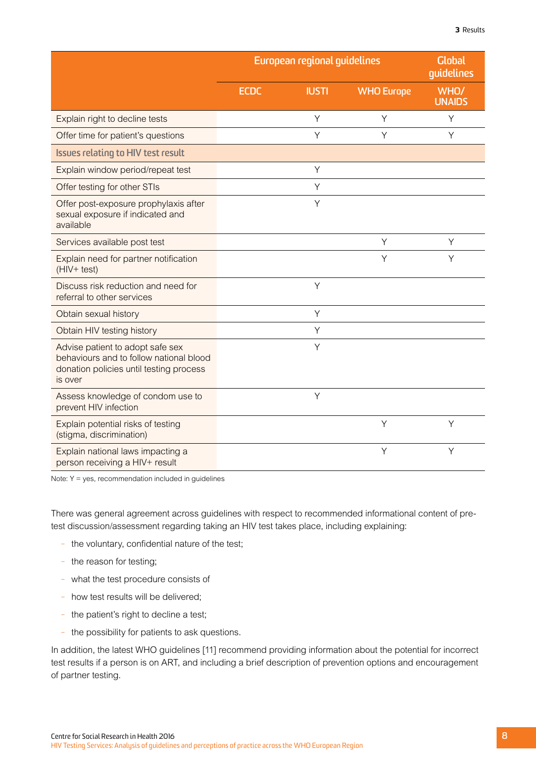| | European regional guidelines | | | Global guidelines |
|---|---|---|---|---|
| | ECDC | IUSTI | WHO Europe | WHO/ UNAIDS |
| Explain right to decline tests | | Y | Y | Y |
| Offer time for patient's questions | | Y | Y | Y |
| **Issues relating to HIV test result** | | | | |
| Explain window period/repeat test | | Y | | |
| Offer testing for other STIs | | Y | | |
| Offer post-exposure prophylaxis after sexual exposure if indicated and available | | Y | | |
| Services available post test | | | Y | Y |
| Explain need for partner notification (HIV+ test) | | | Y | Y |
| Discuss risk reduction and need for referral to other services | | Y | | |
| Obtain sexual history | | Y | | |
| Obtain HIV testing history | | Y | | |
| Advise patient to adopt safe sex behaviours and to follow national blood donation policies until testing process is over | | Y | | |
| Assess knowledge of condom use to prevent HIV infection | | Y | | |
| Explain potential risks of testing (stigma, discrimination) | | | Y | Y |
| Explain national laws impacting a person receiving a HIV+ result | | | Y | Y |

Note: Y = yes, recommendation included in guidelines

There was general agreement across guidelines with respect to recommended informational content of pre-test discussion/assessment regarding taking an HIV test takes place, including explaining:

- the voluntary, confidential nature of the test;
- the reason for testing;
- what the test procedure consists of
- how test results will be delivered;
- the patient's right to decline a test;
- the possibility for patients to ask questions.

In addition, the latest WHO guidelines [11] recommend providing information about the potential for incorrect test results if a person is on ART, and including a brief description of prevention options and encouragement of partner testing.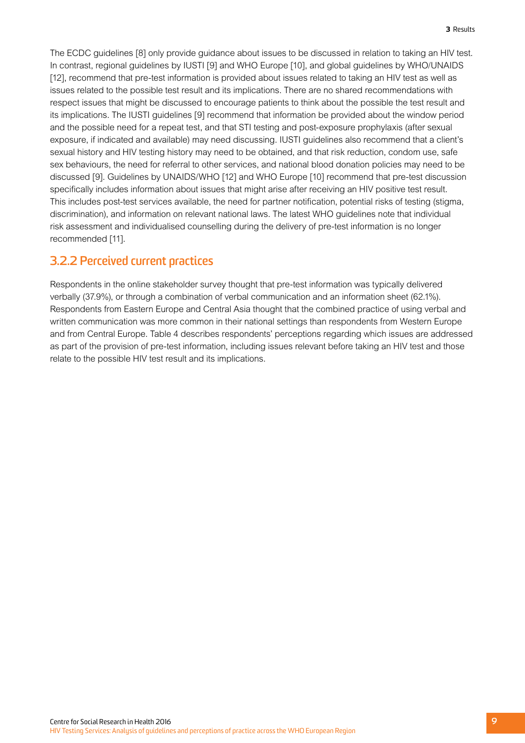The ECDC guidelines [8] only provide guidance about issues to be discussed in relation to taking an HIV test. In contrast, regional guidelines by IUSTI [9] and WHO Europe [10], and global guidelines by WHO/UNAIDS [12], recommend that pre-test information is provided about issues related to taking an HIV test as well as issues related to the possible test result and its implications. There are no shared recommendations with respect issues that might be discussed to encourage patients to think about the possible the test result and its implications. The IUSTI guidelines [9] recommend that information be provided about the window period and the possible need for a repeat test, and that STI testing and post-exposure prophylaxis (after sexual exposure, if indicated and available) may need discussing. IUSTI guidelines also recommend that a client's sexual history and HIV testing history may need to be obtained, and that risk reduction, condom use, safe sex behaviours, the need for referral to other services, and national blood donation policies may need to be discussed [9]. Guidelines by UNAIDS/WHO [12] and WHO Europe [10] recommend that pre-test discussion specifically includes information about issues that might arise after receiving an HIV positive test result. This includes post-test services available, the need for partner notification, potential risks of testing (stigma, discrimination), and information on relevant national laws. The latest WHO guidelines note that individual risk assessment and individualised counselling during the delivery of pre-test information is no longer recommended [11].

### 3.2.2 Perceived current practices

Respondents in the online stakeholder survey thought that pre-test information was typically delivered verbally (37.9%), or through a combination of verbal communication and an information sheet (62.1%). Respondents from Eastern Europe and Central Asia thought that the combined practice of using verbal and written communication was more common in their national settings than respondents from Western Europe and from Central Europe. Table 4 describes respondents' perceptions regarding which issues are addressed as part of the provision of pre-test information, including issues relevant before taking an HIV test and those relate to the possible HIV test result and its implications.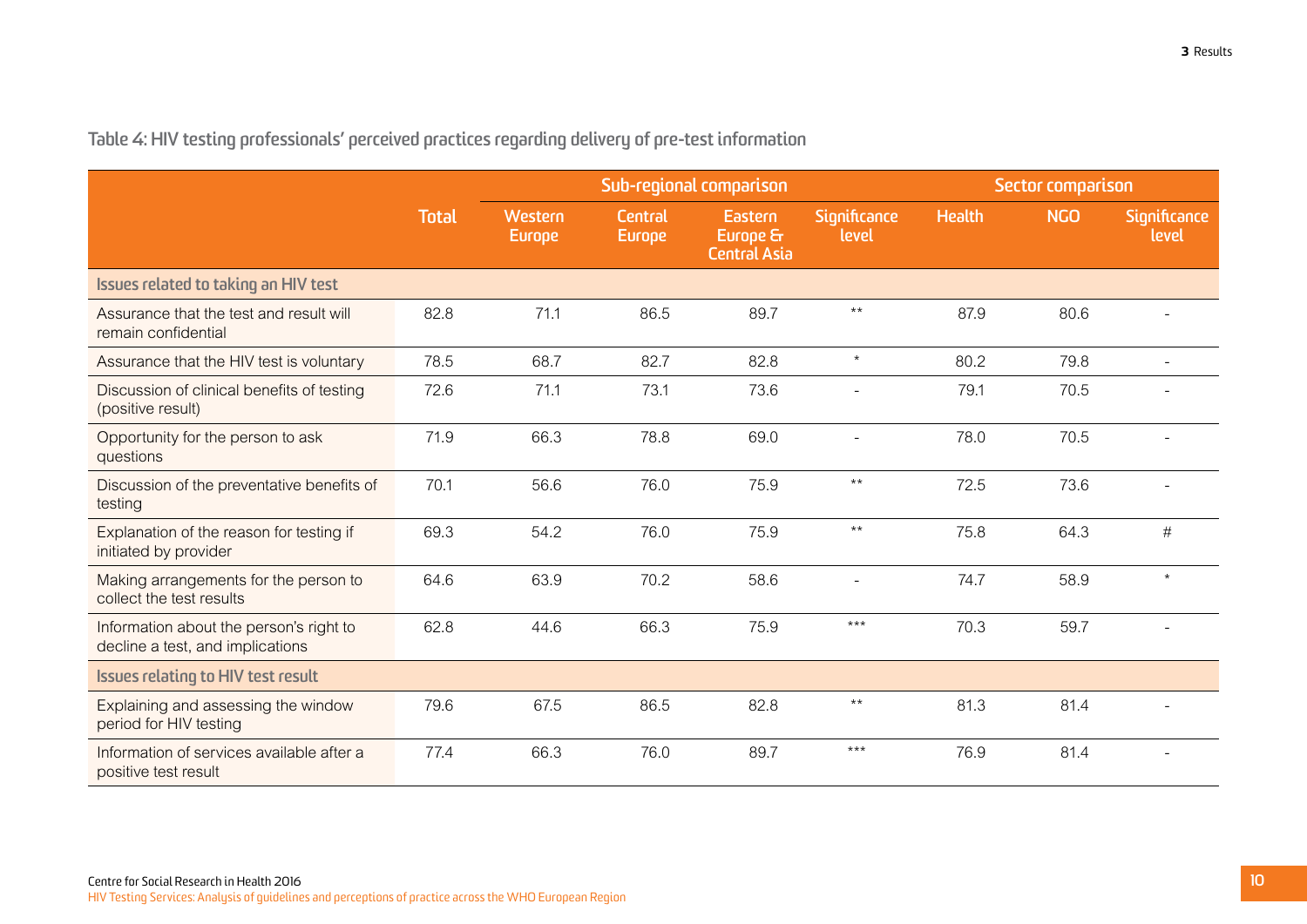Table 4: HIV testing professionals' perceived practices regarding delivery of pre-test information

| | Total | Sub-regional comparison | | | | Sector comparison | | |
|---|---|---|---|---|---|---|---|---|
| | | Western Europe | Central Europe | Eastern Europe & Central Asia | Significance level | Health | NGO | Significance level |
| **Issues related to taking an HIV test** | | | | | | | | |
| Assurance that the test and result will remain confidential | 82.8 | 71.1 | 86.5 | 89.7 | ** | 87.9 | 80.6 | - |
| Assurance that the HIV test is voluntary | 78.5 | 68.7 | 82.7 | 82.8 | * | 80.2 | 79.8 | - |
| Discussion of clinical benefits of testing (positive result) | 72.6 | 71.1 | 73.1 | 73.6 | - | 79.1 | 70.5 | - |
| Opportunity for the person to ask questions | 71.9 | 66.3 | 78.8 | 69.0 | - | 78.0 | 70.5 | - |
| Discussion of the preventative benefits of testing | 70.1 | 56.6 | 76.0 | 75.9 | ** | 72.5 | 73.6 | - |
| Explanation of the reason for testing if initiated by provider | 69.3 | 54.2 | 76.0 | 75.9 | ** | 75.8 | 64.3 | # |
| Making arrangements for the person to collect the test results | 64.6 | 63.9 | 70.2 | 58.6 | - | 74.7 | 58.9 | * |
| Information about the person's right to decline a test, and implications | 62.8 | 44.6 | 66.3 | 75.9 | *** | 70.3 | 59.7 | - |
| **Issues relating to HIV test result** | | | | | | | | |
| Explaining and assessing the window period for HIV testing | 79.6 | 67.5 | 86.5 | 82.8 | ** | 81.3 | 81.4 | - |
| Information of services available after a positive test result | 77.4 | 66.3 | 76.0 | 89.7 | *** | 76.9 | 81.4 | - |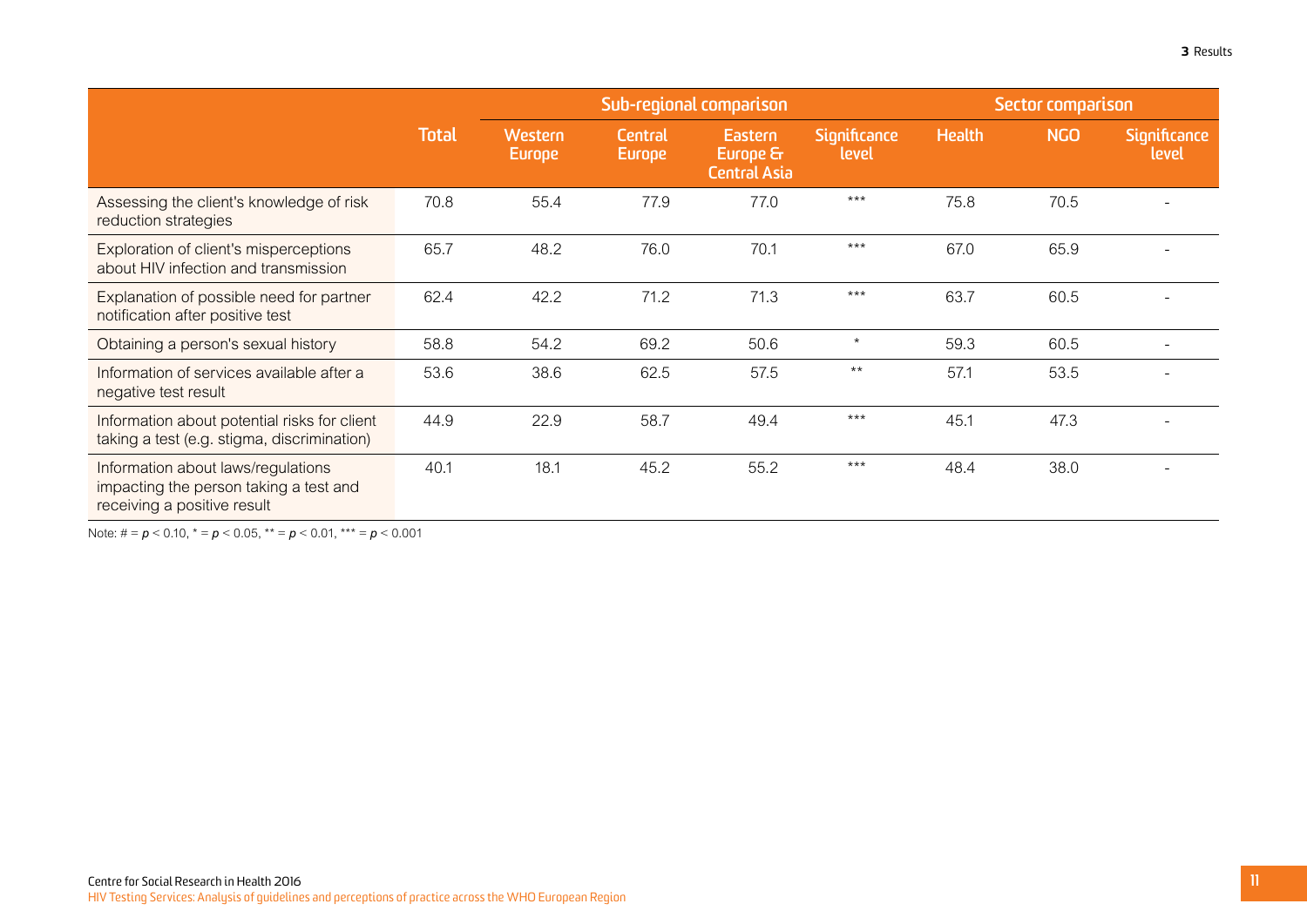| | Total | Sub-regional comparison | | | | Sector comparison | | |
|---|---|---|---|---|---|---|---|---|
| | | Western Europe | Central Europe | Eastern Europe & Central Asia | Significance level | Health | NGO | Significance level |
| Assessing the client's knowledge of risk reduction strategies | 70.8 | 55.4 | 77.9 | 77.0 | *** | 75.8 | 70.5 | - |
| Exploration of client's misperceptions about HIV infection and transmission | 65.7 | 48.2 | 76.0 | 70.1 | *** | 67.0 | 65.9 | - |
| Explanation of possible need for partner notification after positive test | 62.4 | 42.2 | 71.2 | 71.3 | *** | 63.7 | 60.5 | - |
| Obtaining a person's sexual history | 58.8 | 54.2 | 69.2 | 50.6 | * | 59.3 | 60.5 | - |
| Information of services available after a negative test result | 53.6 | 38.6 | 62.5 | 57.5 | ** | 57.1 | 53.5 | - |
| Information about potential risks for client taking a test (e.g. stigma, discrimination) | 44.9 | 22.9 | 58.7 | 49.4 | *** | 45.1 | 47.3 | - |
| Information about laws/regulations impacting the person taking a test and receiving a positive result | 40.1 | 18.1 | 45.2 | 55.2 | *** | 48.4 | 38.0 | - |

Note: # = $p < 0.10$, * = $p < 0.05$, ** = $p < 0.01$, *** = $p < 0.001$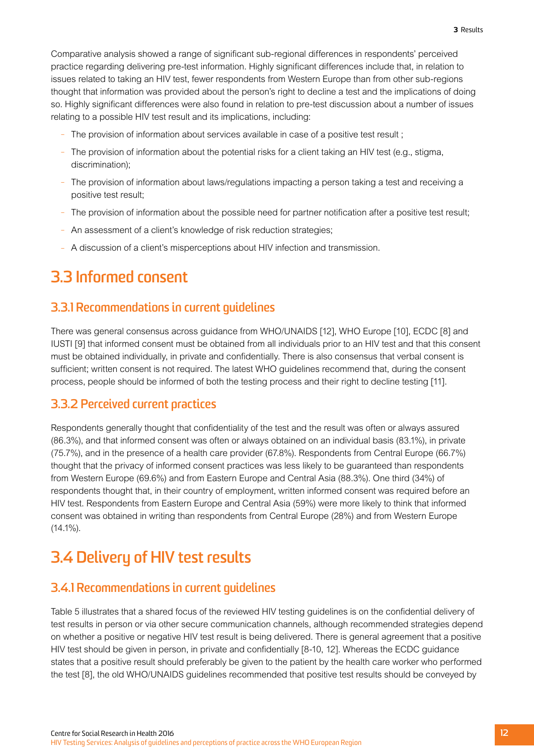Comparative analysis showed a range of significant sub-regional differences in respondents' perceived practice regarding delivering pre-test information. Highly significant differences include that, in relation to issues related to taking an HIV test, fewer respondents from Western Europe than from other sub-regions thought that information was provided about the person's right to decline a test and the implications of doing so. Highly significant differences were also found in relation to pre-test discussion about a number of issues relating to a possible HIV test result and its implications, including:

- The provision of information about services available in case of a positive test result ;
- The provision of information about the potential risks for a client taking an HIV test (e.g., stigma, discrimination);
- The provision of information about laws/regulations impacting a person taking a test and receiving a positive test result;
- The provision of information about the possible need for partner notification after a positive test result;
- An assessment of a client's knowledge of risk reduction strategies;
- A discussion of a client's misperceptions about HIV infection and transmission.

## 3.3 Informed consent

### 3.3.1 Recommendations in current guidelines

There was general consensus across guidance from WHO/UNAIDS [12], WHO Europe [10], ECDC [8] and IUSTI [9] that informed consent must be obtained from all individuals prior to an HIV test and that this consent must be obtained individually, in private and confidentially. There is also consensus that verbal consent is sufficient; written consent is not required. The latest WHO guidelines recommend that, during the consent process, people should be informed of both the testing process and their right to decline testing [11].

### 3.3.2 Perceived current practices

Respondents generally thought that confidentiality of the test and the result was often or always assured (86.3%), and that informed consent was often or always obtained on an individual basis (83.1%), in private (75.7%), and in the presence of a health care provider (67.8%). Respondents from Central Europe (66.7%) thought that the privacy of informed consent practices was less likely to be guaranteed than respondents from Western Europe (69.6%) and from Eastern Europe and Central Asia (88.3%). One third (34%) of respondents thought that, in their country of employment, written informed consent was required before an HIV test. Respondents from Eastern Europe and Central Asia (59%) were more likely to think that informed consent was obtained in writing than respondents from Central Europe (28%) and from Western Europe (14.1%).

## 3.4 Delivery of HIV test results

### 3.4.1 Recommendations in current guidelines

Table 5 illustrates that a shared focus of the reviewed HIV testing guidelines is on the confidential delivery of test results in person or via other secure communication channels, although recommended strategies depend on whether a positive or negative HIV test result is being delivered. There is general agreement that a positive HIV test should be given in person, in private and confidentially [8-10, 12]. Whereas the ECDC guidance states that a positive result should preferably be given to the patient by the health care worker who performed the test [8], the old WHO/UNAIDS guidelines recommended that positive test results should be conveyed by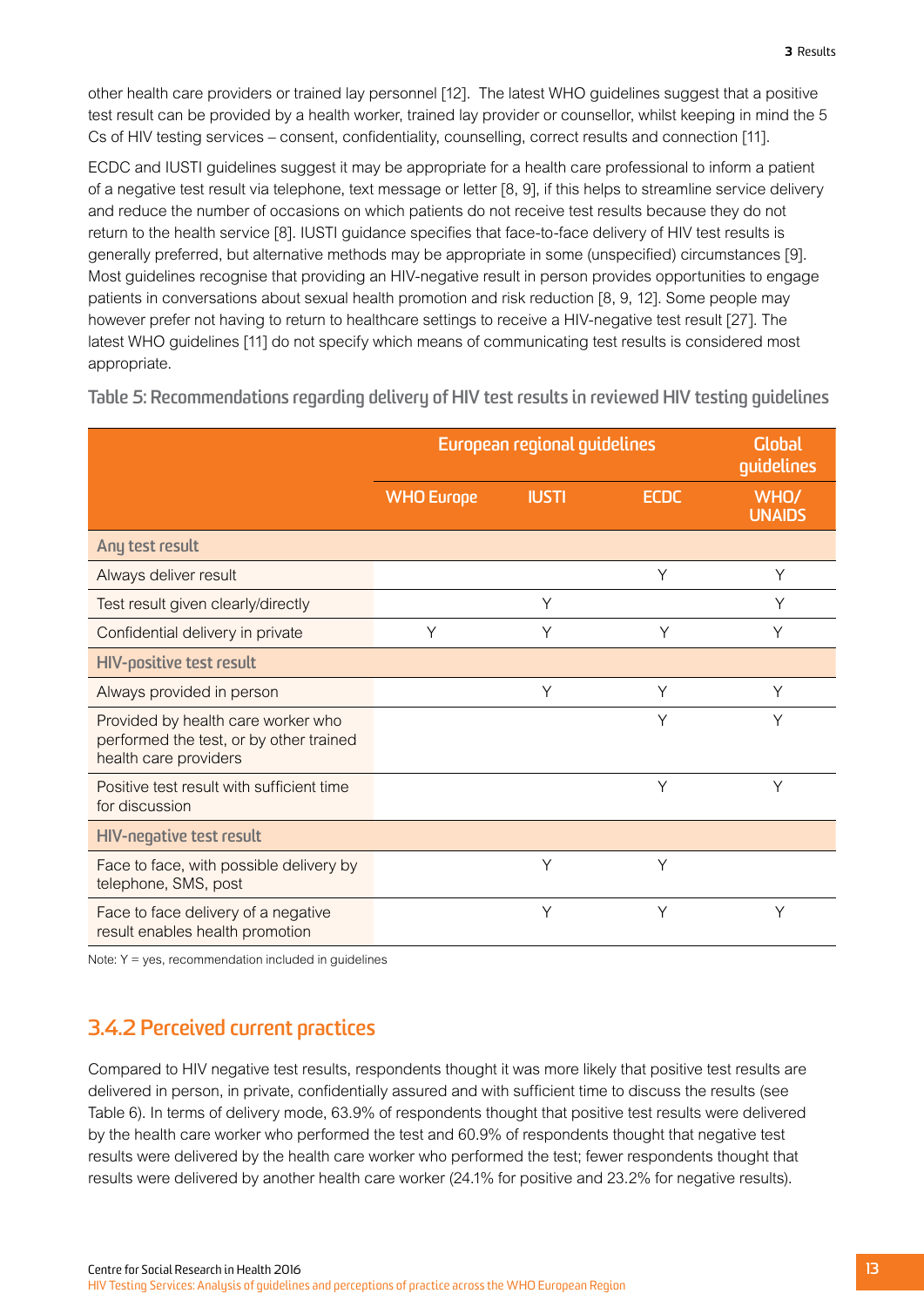other health care providers or trained lay personnel [12]. The latest WHO guidelines suggest that a positive test result can be provided by a health worker, trained lay provider or counsellor, whilst keeping in mind the 5 Cs of HIV testing services – consent, confidentiality, counselling, correct results and connection [11].

ECDC and IUSTI guidelines suggest it may be appropriate for a health care professional to inform a patient of a negative test result via telephone, text message or letter [8, 9], if this helps to streamline service delivery and reduce the number of occasions on which patients do not receive test results because they do not return to the health service [8]. IUSTI guidance specifies that face-to-face delivery of HIV test results is generally preferred, but alternative methods may be appropriate in some (unspecified) circumstances [9]. Most guidelines recognise that providing an HIV-negative result in person provides opportunities to engage patients in conversations about sexual health promotion and risk reduction [8, 9, 12]. Some people may however prefer not having to return to healthcare settings to receive a HIV-negative test result [27]. The latest WHO guidelines [11] do not specify which means of communicating test results is considered most appropriate.

**Table 5: Recommendations regarding delivery of HIV test results in reviewed HIV testing guidelines**

| | European regional guidelines | | | Global guidelines |
|---|---|---|---|---|
| | WHO Europe | IUSTI | ECDC | WHO/ UNAIDS |
| **Any test result** | | | | |
| Always deliver result | | | Y | Y |
| Test result given clearly/directly | | Y | | Y |
| Confidential delivery in private | Y | Y | Y | Y |
| **HIV-positive test result** | | | | |
| Always provided in person | | Y | Y | Y |
| Provided by health care worker who performed the test, or by other trained health care providers | | | Y | Y |
| Positive test result with sufficient time for discussion | | | Y | Y |
| **HIV-negative test result** | | | | |
| Face to face, with possible delivery by telephone, SMS, post | | Y | Y | |
| Face to face delivery of a negative result enables health promotion | | Y | Y | Y |

Note: Y = yes, recommendation included in guidelines

### 3.4.2 Perceived current practices

Compared to HIV negative test results, respondents thought it was more likely that positive test results are delivered in person, in private, confidentially assured and with sufficient time to discuss the results (see Table 6). In terms of delivery mode, 63.9% of respondents thought that positive test results were delivered by the health care worker who performed the test and 60.9% of respondents thought that negative test results were delivered by the health care worker who performed the test; fewer respondents thought that results were delivered by another health care worker (24.1% for positive and 23.2% for negative results).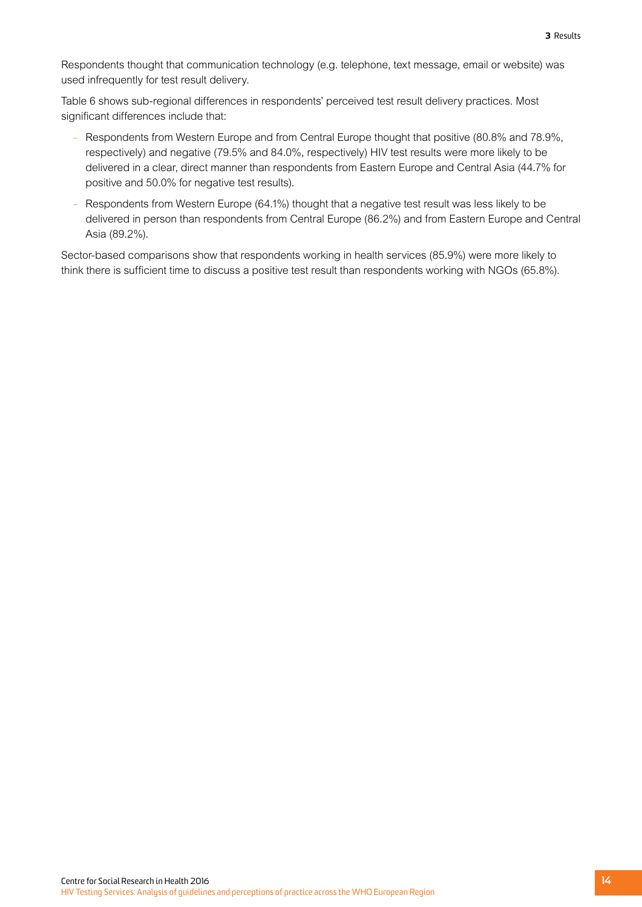Respondents thought that communication technology (e.g. telephone, text message, email or website) was used infrequently for test result delivery.

Table 6 shows sub-regional differences in respondents' perceived test result delivery practices. Most significant differences include that:

- Respondents from Western Europe and from Central Europe thought that positive (80.8% and 78.9%, respectively) and negative (79.5% and 84.0%, respectively) HIV test results were more likely to be delivered in a clear, direct manner than respondents from Eastern Europe and Central Asia (44.7% for positive and 50.0% for negative test results).
- Respondents from Western Europe (64.1%) thought that a negative test result was less likely to be delivered in person than respondents from Central Europe (86.2%) and from Eastern Europe and Central Asia (89.2%).

Sector-based comparisons show that respondents working in health services (85.9%) were more likely to think there is sufficient time to discuss a positive test result than respondents working with NGOs (65.8%).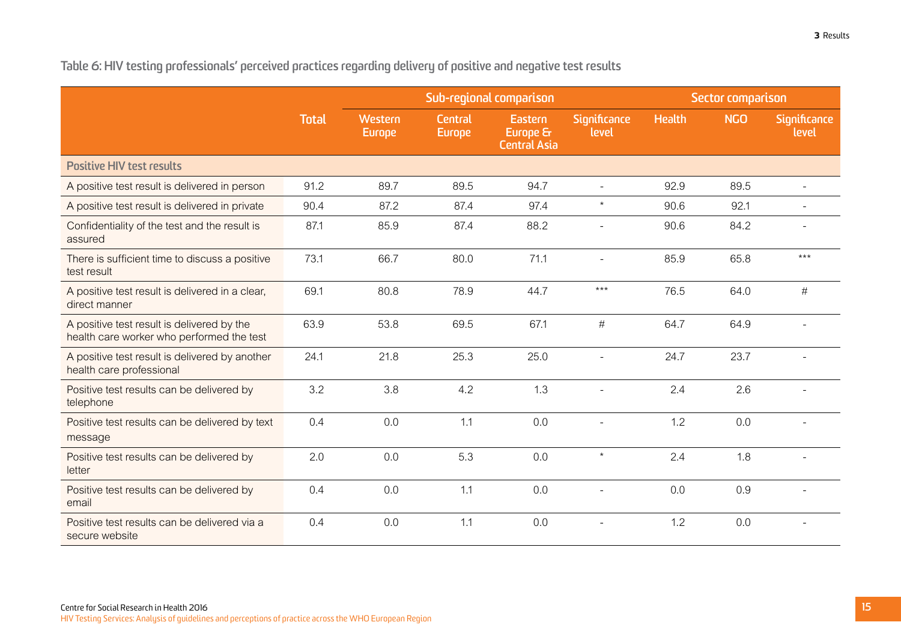**Table 6: HIV testing professionals' perceived practices regarding delivery of positive and negative test results**

| | Total | Sub-regional comparison | | | | Sector comparison | | |
|---|---|---|---|---|---|---|---|---|
| | | Western Europe | Central Europe | Eastern Europe & Central Asia | Significance level | Health | NGO | Significance level |
| **Positive HIV test results** | | | | | | | | |
| A positive test result is delivered in person | 91.2 | 89.7 | 89.5 | 94.7 | - | 92.9 | 89.5 | - |
| A positive test result is delivered in private | 90.4 | 87.2 | 87.4 | 97.4 | * | 90.6 | 92.1 | - |
| Confidentiality of the test and the result is assured | 87.1 | 85.9 | 87.4 | 88.2 | - | 90.6 | 84.2 | - |
| There is sufficient time to discuss a positive test result | 73.1 | 66.7 | 80.0 | 71.1 | - | 85.9 | 65.8 | *** |
| A positive test result is delivered in a clear, direct manner | 69.1 | 80.8 | 78.9 | 44.7 | *** | 76.5 | 64.0 | # |
| A positive test result is delivered by the health care worker who performed the test | 63.9 | 53.8 | 69.5 | 67.1 | # | 64.7 | 64.9 | - |
| A positive test result is delivered by another health care professional | 24.1 | 21.8 | 25.3 | 25.0 | - | 24.7 | 23.7 | - |
| Positive test results can be delivered by telephone | 3.2 | 3.8 | 4.2 | 1.3 | - | 2.4 | 2.6 | - |
| Positive test results can be delivered by text message | 0.4 | 0.0 | 1.1 | 0.0 | - | 1.2 | 0.0 | - |
| Positive test results can be delivered by letter | 2.0 | 0.0 | 5.3 | 0.0 | * | 2.4 | 1.8 | - |
| Positive test results can be delivered by email | 0.4 | 0.0 | 1.1 | 0.0 | - | 0.0 | 0.9 | - |
| Positive test results can be delivered via a secure website | 0.4 | 0.0 | 1.1 | 0.0 | - | 1.2 | 0.0 | - |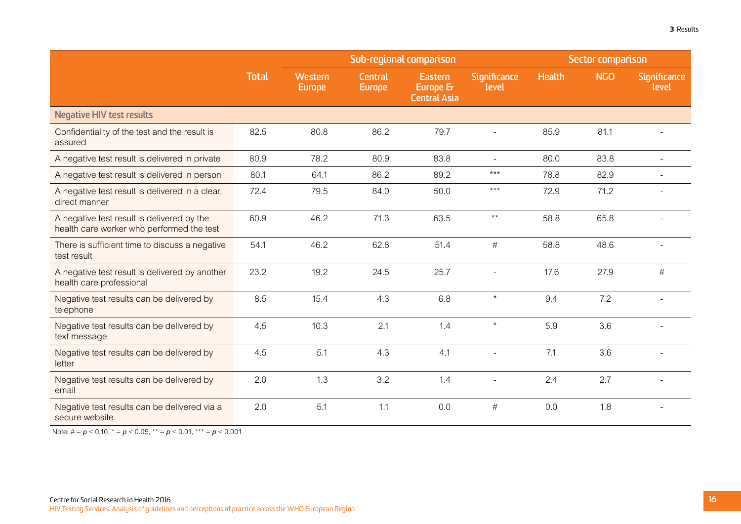| | Total | Sub-regional comparison | | | | Sector comparison | | |
|---|---|---|---|---|---|---|---|---|
| | | Western Europe | Central Europe | Eastern Europe & Central Asia | Significance level | Health | NGO | Significance level |
| **Negative HIV test results** | | | | | | | | |
| Confidentiality of the test and the result is assured | 82.5 | 80.8 | 86.2 | 79.7 | - | 85.9 | 81.1 | - |
| A negative test result is delivered in private | 80.9 | 78.2 | 80.9 | 83.8 | - | 80.0 | 83.8 | - |
| A negative test result is delivered in person | 80.1 | 64.1 | 86.2 | 89.2 | *** | 78.8 | 82.9 | - |
| A negative test result is delivered in a clear, direct manner | 72.4 | 79.5 | 84.0 | 50.0 | *** | 72.9 | 71.2 | - |
| A negative test result is delivered by the health care worker who performed the test | 60.9 | 46.2 | 71.3 | 63.5 | ** | 58.8 | 65.8 | - |
| There is sufficient time to discuss a negative test result | 54.1 | 46.2 | 62.8 | 51.4 | # | 58.8 | 48.6 | - |
| A negative test result is delivered by another health care professional | 23.2 | 19.2 | 24.5 | 25.7 | - | 17.6 | 27.9 | # |
| Negative test results can be delivered by telephone | 8.5 | 15.4 | 4.3 | 6.8 | * | 9.4 | 7.2 | - |
| Negative test results can be delivered by text message | 4.5 | 10.3 | 2.1 | 1.4 | * | 5.9 | 3.6 | - |
| Negative test results can be delivered by letter | 4.5 | 5.1 | 4.3 | 4.1 | - | 7.1 | 3.6 | - |
| Negative test results can be delivered by email | 2.0 | 1.3 | 3.2 | 1.4 | - | 2.4 | 2.7 | - |
| Negative test results can be delivered via a secure website | 2.0 | 5.1 | 1.1 | 0.0 | # | 0.0 | 1.8 | - |

Note: # = $p < 0.10$, * = $p < 0.05$, ** = $p < 0.01$, *** = $p < 0.001$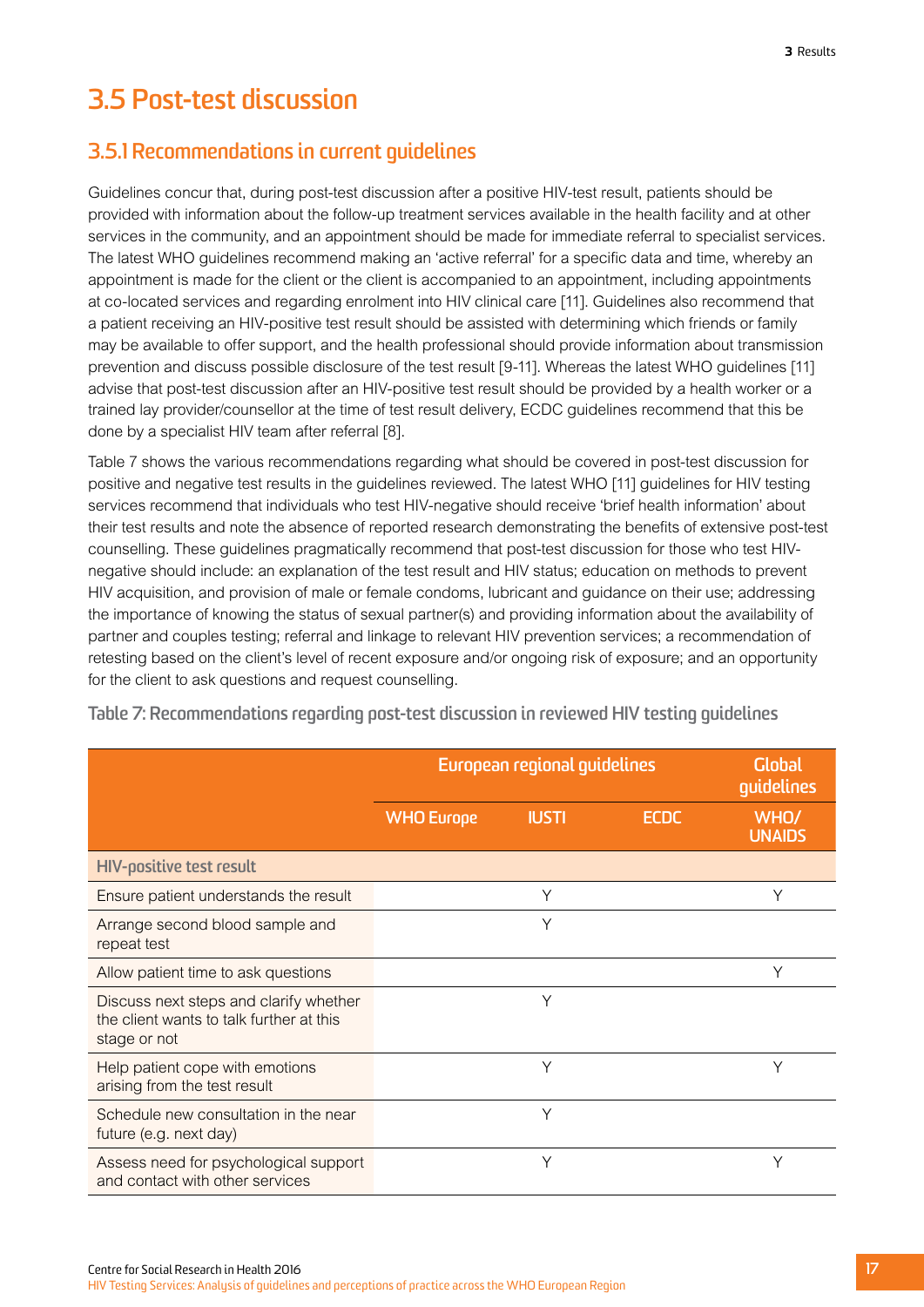## 3.5 Post-test discussion

### 3.5.1 Recommendations in current guidelines

Guidelines concur that, during post-test discussion after a positive HIV-test result, patients should be provided with information about the follow-up treatment services available in the health facility and at other services in the community, and an appointment should be made for immediate referral to specialist services. The latest WHO guidelines recommend making an 'active referral' for a specific data and time, whereby an appointment is made for the client or the client is accompanied to an appointment, including appointments at co-located services and regarding enrolment into HIV clinical care [11]. Guidelines also recommend that a patient receiving an HIV-positive test result should be assisted with determining which friends or family may be available to offer support, and the health professional should provide information about transmission prevention and discuss possible disclosure of the test result [9-11]. Whereas the latest WHO guidelines [11] advise that post-test discussion after an HIV-positive test result should be provided by a health worker or a trained lay provider/counsellor at the time of test result delivery, ECDC guidelines recommend that this be done by a specialist HIV team after referral [8].

Table 7 shows the various recommendations regarding what should be covered in post-test discussion for positive and negative test results in the guidelines reviewed. The latest WHO [11] guidelines for HIV testing services recommend that individuals who test HIV-negative should receive 'brief health information' about their test results and note the absence of reported research demonstrating the benefits of extensive post-test counselling. These guidelines pragmatically recommend that post-test discussion for those who test HIV-negative should include: an explanation of the test result and HIV status; education on methods to prevent HIV acquisition, and provision of male or female condoms, lubricant and guidance on their use; addressing the importance of knowing the status of sexual partner(s) and providing information about the availability of partner and couples testing; referral and linkage to relevant HIV prevention services; a recommendation of retesting based on the client's level of recent exposure and/or ongoing risk of exposure; and an opportunity for the client to ask questions and request counselling.

**Table 7: Recommendations regarding post-test discussion in reviewed HIV testing guidelines**

| | European regional guidelines | | | Global guidelines |
|---|---|---|---|---|
| | WHO Europe | IUSTI | ECDC | WHO/ UNAIDS |
| **HIV-positive test result** | | | | |
| Ensure patient understands the result | | Y | | Y |
| Arrange second blood sample and repeat test | | Y | | |
| Allow patient time to ask questions | | | | Y |
| Discuss next steps and clarify whether the client wants to talk further at this stage or not | | Y | | |
| Help patient cope with emotions arising from the test result | | Y | | Y |
| Schedule new consultation in the near future (e.g. next day) | | Y | | |
| Assess need for psychological support and contact with other services | | Y | | Y |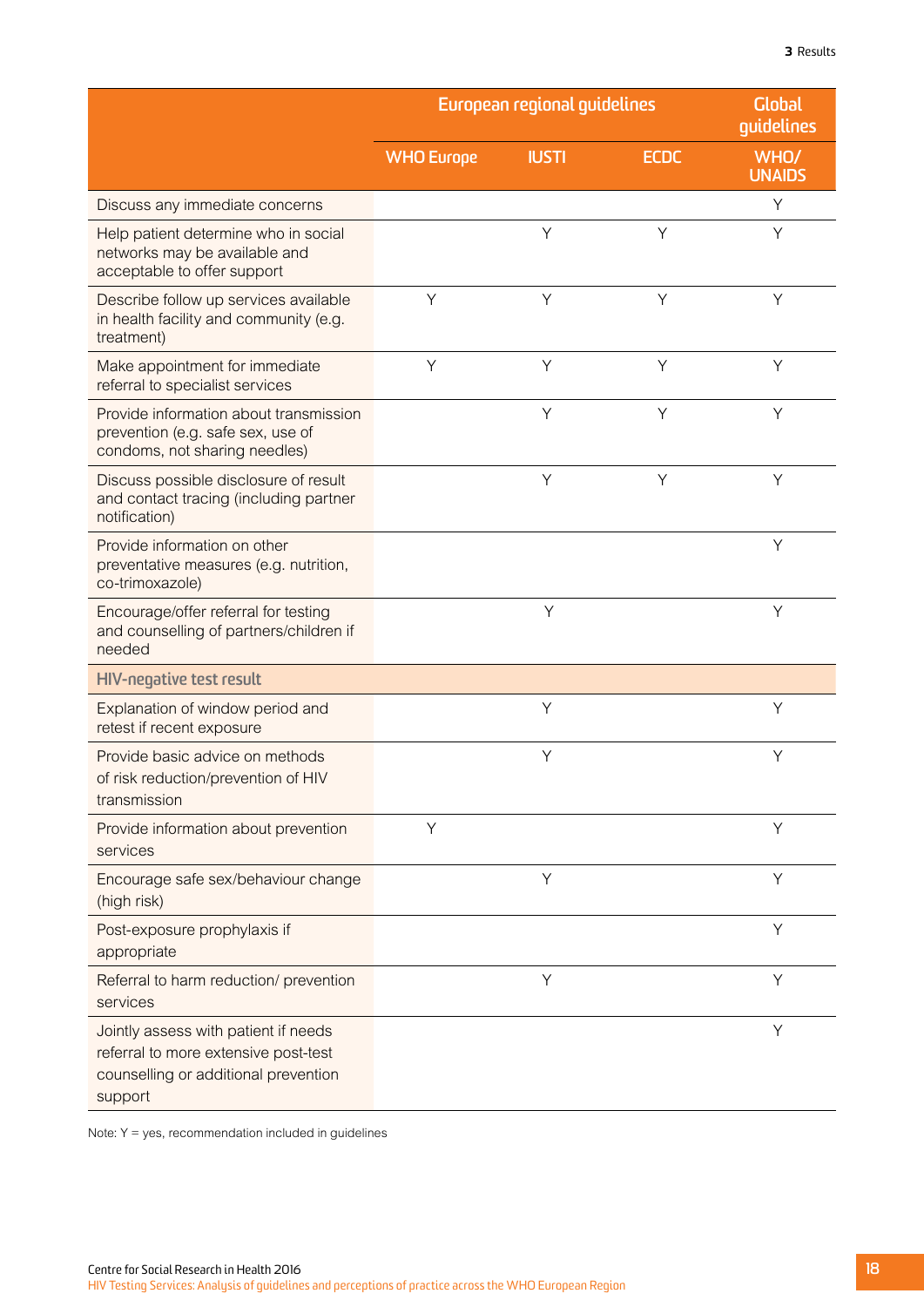| | European regional guidelines | | | Global guidelines |
|---|---|---|---|---|
| | WHO Europe | IUSTI | ECDC | WHO/ UNAIDS |
| Discuss any immediate concerns | | | | Y |
| Help patient determine who in social networks may be available and acceptable to offer support | | Y | Y | Y |
| Describe follow up services available in health facility and community (e.g. treatment) | Y | Y | Y | Y |
| Make appointment for immediate referral to specialist services | Y | Y | Y | Y |
| Provide information about transmission prevention (e.g. safe sex, use of condoms, not sharing needles) | | Y | Y | Y |
| Discuss possible disclosure of result and contact tracing (including partner notification) | | Y | Y | Y |
| Provide information on other preventative measures (e.g. nutrition, co-trimoxazole) | | | | Y |
| Encourage/offer referral for testing and counselling of partners/children if needed | | Y | | Y |
| **HIV-negative test result** | | | | |
| Explanation of window period and retest if recent exposure | | Y | | Y |
| Provide basic advice on methods of risk reduction/prevention of HIV transmission | | Y | | Y |
| Provide information about prevention services | Y | | | Y |
| Encourage safe sex/behaviour change (high risk) | | Y | | Y |
| Post-exposure prophylaxis if appropriate | | | | Y |
| Referral to harm reduction/ prevention services | | Y | | Y |
| Jointly assess with patient if needs referral to more extensive post-test counselling or additional prevention support | | | | Y |

Note: Y = yes, recommendation included in guidelines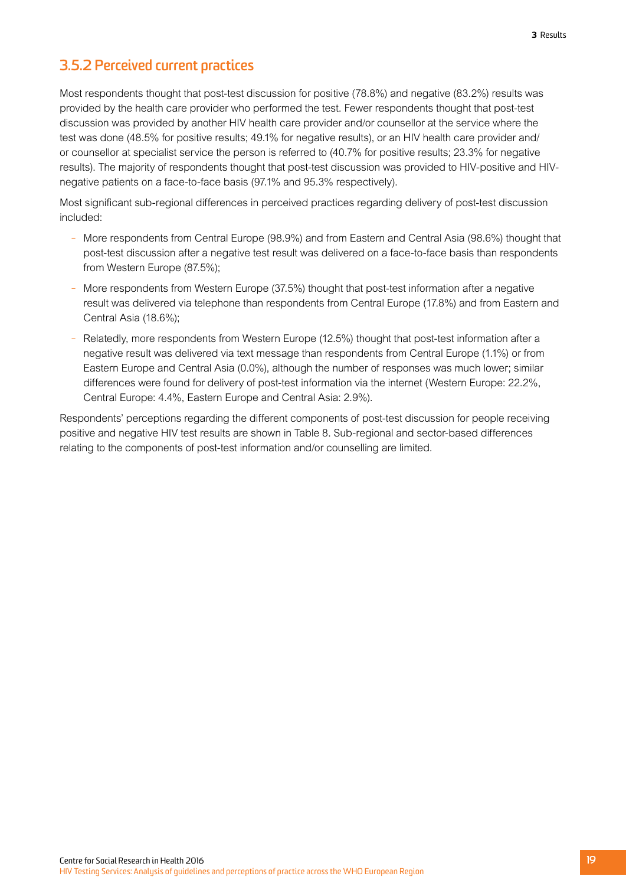### 3.5.2 Perceived current practices

Most respondents thought that post-test discussion for positive (78.8%) and negative (83.2%) results was provided by the health care provider who performed the test. Fewer respondents thought that post-test discussion was provided by another HIV health care provider and/or counsellor at the service where the test was done (48.5% for positive results; 49.1% for negative results), or an HIV health care provider and/or counsellor at specialist service the person is referred to (40.7% for positive results; 23.3% for negative results). The majority of respondents thought that post-test discussion was provided to HIV-positive and HIV-negative patients on a face-to-face basis (97.1% and 95.3% respectively).

Most significant sub-regional differences in perceived practices regarding delivery of post-test discussion included:

- More respondents from Central Europe (98.9%) and from Eastern and Central Asia (98.6%) thought that post-test discussion after a negative test result was delivered on a face-to-face basis than respondents from Western Europe (87.5%);
- More respondents from Western Europe (37.5%) thought that post-test information after a negative result was delivered via telephone than respondents from Central Europe (17.8%) and from Eastern and Central Asia (18.6%);
- Relatedly, more respondents from Western Europe (12.5%) thought that post-test information after a negative result was delivered via text message than respondents from Central Europe (1.1%) or from Eastern Europe and Central Asia (0.0%), although the number of responses was much lower; similar differences were found for delivery of post-test information via the internet (Western Europe: 22.2%, Central Europe: 4.4%, Eastern Europe and Central Asia: 2.9%).

Respondents' perceptions regarding the different components of post-test discussion for people receiving positive and negative HIV test results are shown in Table 8. Sub-regional and sector-based differences relating to the components of post-test information and/or counselling are limited.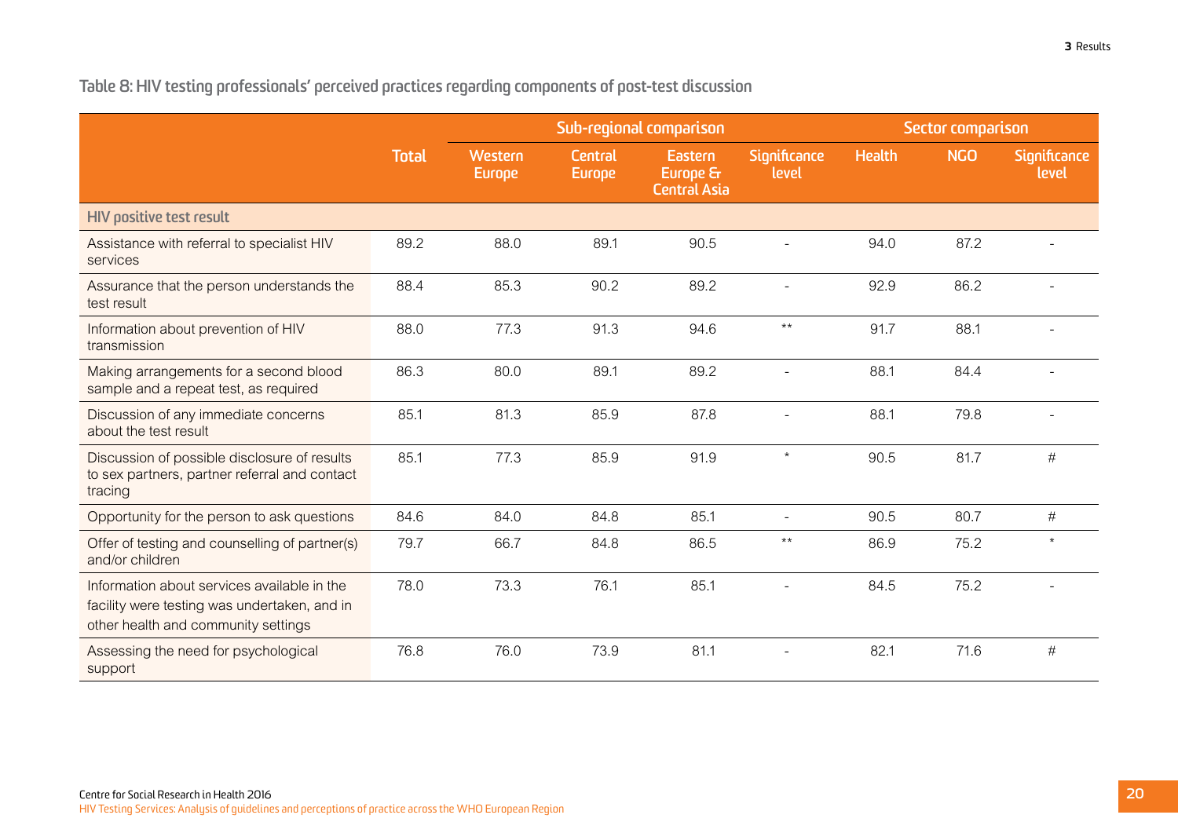**Table 8: HIV testing professionals' perceived practices regarding components of post-test discussion**

| | Total | Sub-regional comparison | | | | Sector comparison | | |
|---|---|---|---|---|---|---|---|---|
| | | Western Europe | Central Europe | Eastern Europe & Central Asia | Significance level | Health | NGO | Significance level |
| **HIV positive test result** | | | | | | | | |
| Assistance with referral to specialist HIV services | 89.2 | 88.0 | 89.1 | 90.5 | - | 94.0 | 87.2 | - |
| Assurance that the person understands the test result | 88.4 | 85.3 | 90.2 | 89.2 | - | 92.9 | 86.2 | - |
| Information about prevention of HIV transmission | 88.0 | 77.3 | 91.3 | 94.6 | ** | 91.7 | 88.1 | - |
| Making arrangements for a second blood sample and a repeat test, as required | 86.3 | 80.0 | 89.1 | 89.2 | - | 88.1 | 84.4 | - |
| Discussion of any immediate concerns about the test result | 85.1 | 81.3 | 85.9 | 87.8 | - | 88.1 | 79.8 | - |
| Discussion of possible disclosure of results to sex partners, partner referral and contact tracing | 85.1 | 77.3 | 85.9 | 91.9 | * | 90.5 | 81.7 | # |
| Opportunity for the person to ask questions | 84.6 | 84.0 | 84.8 | 85.1 | - | 90.5 | 80.7 | # |
| Offer of testing and counselling of partner(s) and/or children | 79.7 | 66.7 | 84.8 | 86.5 | ** | 86.9 | 75.2 | * |
| Information about services available in the facility were testing was undertaken, and in other health and community settings | 78.0 | 73.3 | 76.1 | 85.1 | - | 84.5 | 75.2 | - |
| Assessing the need for psychological support | 76.8 | 76.0 | 73.9 | 81.1 | - | 82.1 | 71.6 | # |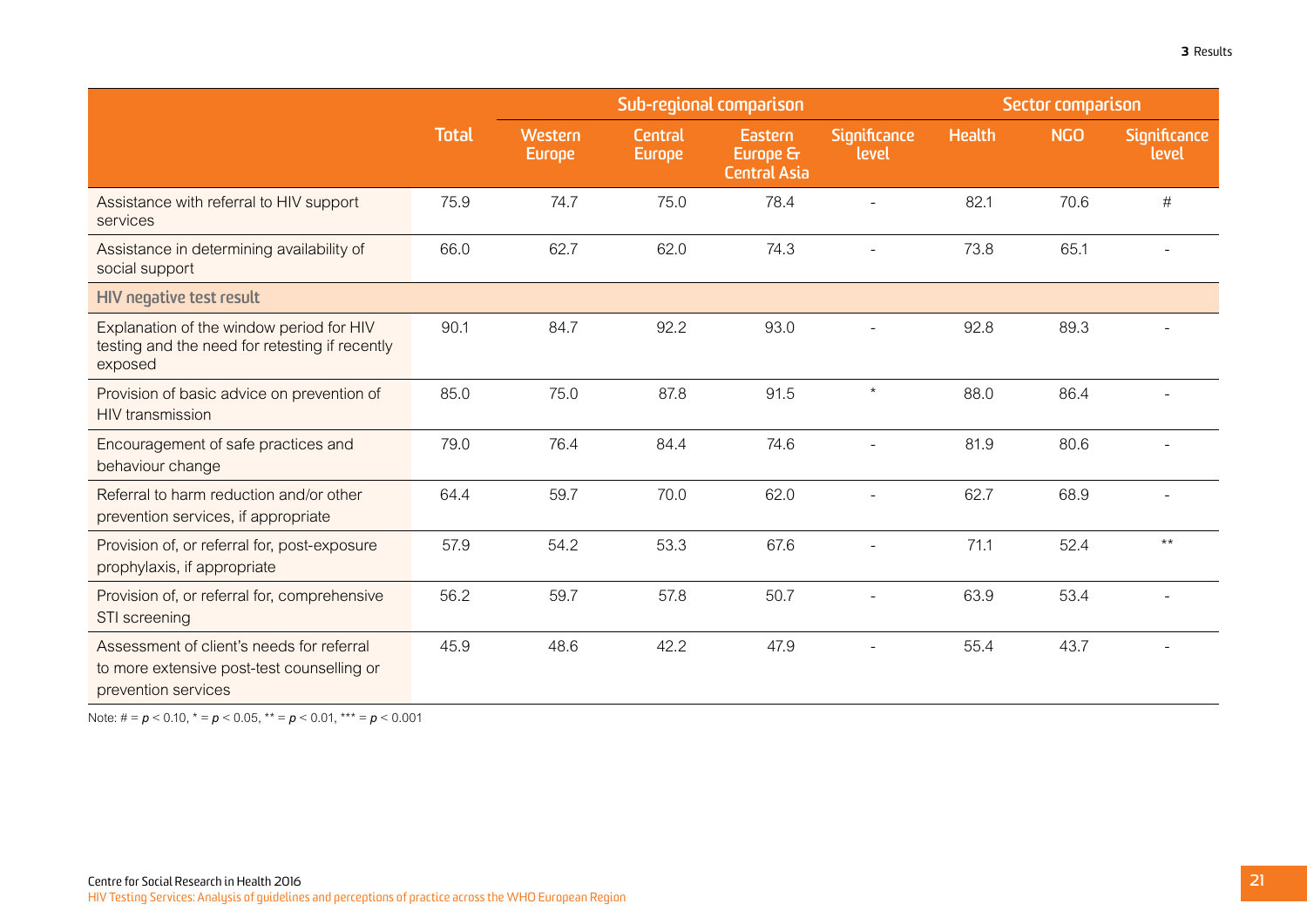| | Total | Sub-regional comparison | | | | Sector comparison | | |
|---|---|---|---|---|---|---|---|---|
| | | Western Europe | Central Europe | Eastern Europe & Central Asia | Significance level | Health | NGO | Significance level |
| Assistance with referral to HIV support services | 75.9 | 74.7 | 75.0 | 78.4 | - | 82.1 | 70.6 | # |
| Assistance in determining availability of social support | 66.0 | 62.7 | 62.0 | 74.3 | - | 73.8 | 65.1 | - |
| **HIV negative test result** | | | | | | | | |
| Explanation of the window period for HIV testing and the need for retesting if recently exposed | 90.1 | 84.7 | 92.2 | 93.0 | - | 92.8 | 89.3 | - |
| Provision of basic advice on prevention of HIV transmission | 85.0 | 75.0 | 87.8 | 91.5 | * | 88.0 | 86.4 | - |
| Encouragement of safe practices and behaviour change | 79.0 | 76.4 | 84.4 | 74.6 | - | 81.9 | 80.6 | - |
| Referral to harm reduction and/or other prevention services, if appropriate | 64.4 | 59.7 | 70.0 | 62.0 | - | 62.7 | 68.9 | - |
| Provision of, or referral for, post-exposure prophylaxis, if appropriate | 57.9 | 54.2 | 53.3 | 67.6 | - | 71.1 | 52.4 | ** |
| Provision of, or referral for, comprehensive STI screening | 56.2 | 59.7 | 57.8 | 50.7 | - | 63.9 | 53.4 | - |
| Assessment of client's needs for referral to more extensive post-test counselling or prevention services | 45.9 | 48.6 | 42.2 | 47.9 | - | 55.4 | 43.7 | - |

Note: # = $p < 0.10$, * = $p < 0.05$, ** = $p < 0.01$, *** = $p < 0.001$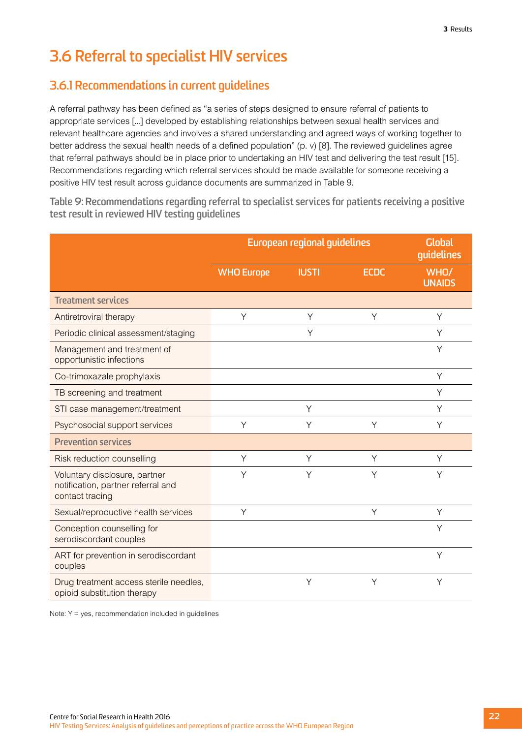## 3.6 Referral to specialist HIV services

### 3.6.1 Recommendations in current guidelines

A referral pathway has been defined as "a series of steps designed to ensure referral of patients to appropriate services […] developed by establishing relationships between sexual health services and relevant healthcare agencies and involves a shared understanding and agreed ways of working together to better address the sexual health needs of a defined population" (p. v) [8]. The reviewed guidelines agree that referral pathways should be in place prior to undertaking an HIV test and delivering the test result [15]. Recommendations regarding which referral services should be made available for someone receiving a positive HIV test result across guidance documents are summarized in Table 9.

**Table 9: Recommendations regarding referral to specialist services for patients receiving a positive test result in reviewed HIV testing guidelines**

| | European regional guidelines | | | Global guidelines |
|---|---|---|---|---|
| | WHO Europe | IUSTI | ECDC | WHO/ UNAIDS |
| **Treatment services** | | | | |
| Antiretroviral therapy | Y | Y | Y | Y |
| Periodic clinical assessment/staging | | Y | | Y |
| Management and treatment of opportunistic infections | | | | Y |
| Co-trimoxazale prophylaxis | | | | Y |
| TB screening and treatment | | | | Y |
| STI case management/treatment | | Y | | Y |
| Psychosocial support services | Y | Y | Y | Y |
| **Prevention services** | | | | |
| Risk reduction counselling | Y | Y | Y | Y |
| Voluntary disclosure, partner notification, partner referral and contact tracing | Y | Y | Y | Y |
| Sexual/reproductive health services | Y | | Y | Y |
| Conception counselling for serodiscordant couples | | | | Y |
| ART for prevention in serodiscordant couples | | | | Y |
| Drug treatment access sterile needles, opioid substitution therapy | | Y | Y | Y |

Note: Y = yes, recommendation included in guidelines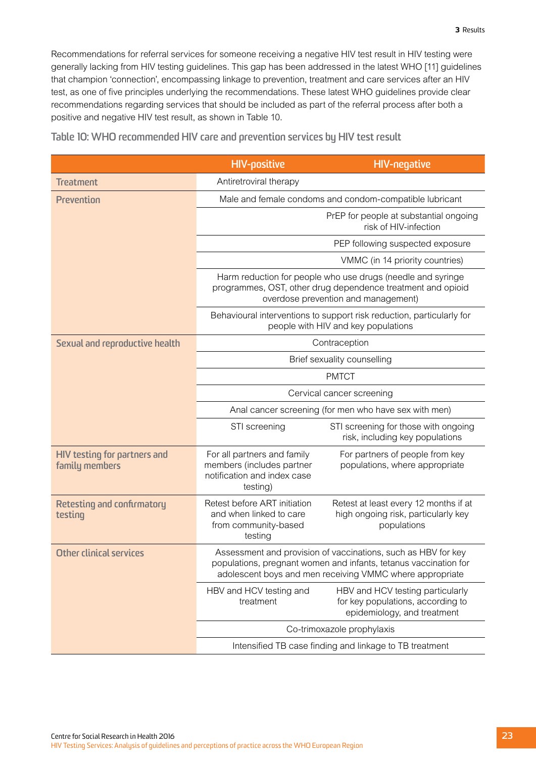Recommendations for referral services for someone receiving a negative HIV test result in HIV testing were generally lacking from HIV testing guidelines. This gap has been addressed in the latest WHO [11] guidelines that champion 'connection', encompassing linkage to prevention, treatment and care services after an HIV test, as one of five principles underlying the recommendations. These latest WHO guidelines provide clear recommendations regarding services that should be included as part of the referral process after both a positive and negative HIV test result, as shown in Table 10.

**Table 10: WHO recommended HIV care and prevention services by HIV test result**

| | HIV-positive | HIV-negative |
|---|---|---|
| **Treatment** | Antiretroviral therapy | |
| **Prevention** | Male and female condoms and condom-compatible lubricant | |
| | | PrEP for people at substantial ongoing risk of HIV-infection |
| | | PEP following suspected exposure |
| | | VMMC (in 14 priority countries) |
| | Harm reduction for people who use drugs (needle and syringe programmes, OST, other drug dependence treatment and opioid overdose prevention and management) | |
| | Behavioural interventions to support risk reduction, particularly for people with HIV and key populations | |
| **Sexual and reproductive health** | Contraception | |
| | Brief sexuality counselling | |
| | PMTCT | |
| | Cervical cancer screening | |
| | Anal cancer screening (for men who have sex with men) | |
| | STI screening | STI screening for those with ongoing risk, including key populations |
| **HIV testing for partners and family members** | For all partners and family members (includes partner notification and index case testing) | For partners of people from key populations, where appropriate |
| **Retesting and confirmatory testing** | Retest before ART initiation and when linked to care from community-based testing | Retest at least every 12 months if at high ongoing risk, particularly key populations |
| **Other clinical services** | Assessment and provision of vaccinations, such as HBV for key populations, pregnant women and infants, tetanus vaccination for adolescent boys and men receiving VMMC where appropriate | |
| | HBV and HCV testing and treatment | HBV and HCV testing particularly for key populations, according to epidemiology, and treatment |
| | Co-trimoxazole prophylaxis | |
| | Intensified TB case finding and linkage to TB treatment | |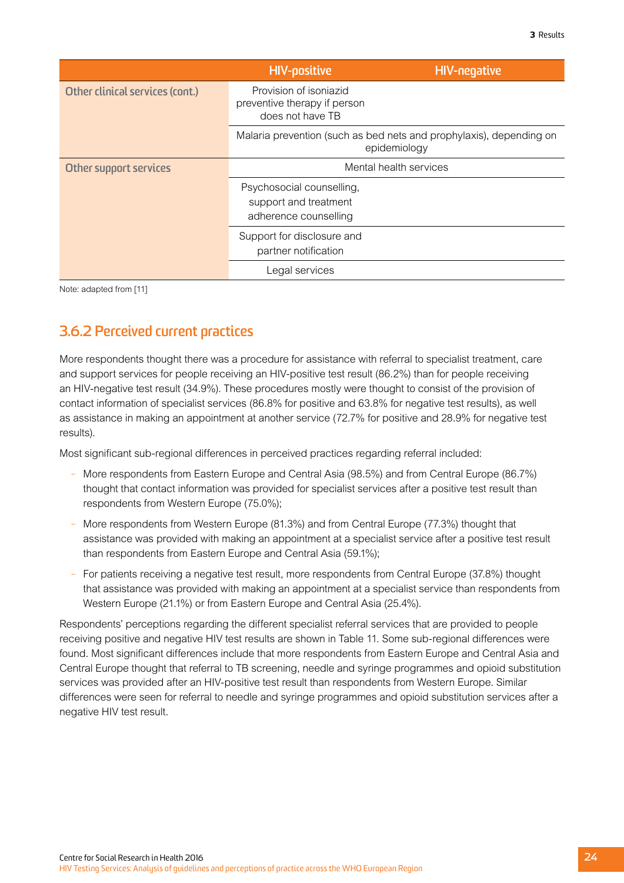| | HIV-positive | HIV-negative |
|---|---|---|
| Other clinical services (cont.) | Provision of isoniazid preventive therapy if person does not have TB | |
| | Malaria prevention (such as bed nets and prophylaxis), depending on epidemiology | |
| Other support services | Mental health services | |
| | Psychosocial counselling, support and treatment adherence counselling | |
| | Support for disclosure and partner notification | |
| | Legal services | |

Note: adapted from [11]

### 3.6.2 Perceived current practices

More respondents thought there was a procedure for assistance with referral to specialist treatment, care and support services for people receiving an HIV-positive test result (86.2%) than for people receiving an HIV-negative test result (34.9%). These procedures mostly were thought to consist of the provision of contact information of specialist services (86.8% for positive and 63.8% for negative test results), as well as assistance in making an appointment at another service (72.7% for positive and 28.9% for negative test results).

Most significant sub-regional differences in perceived practices regarding referral included:

- More respondents from Eastern Europe and Central Asia (98.5%) and from Central Europe (86.7%) thought that contact information was provided for specialist services after a positive test result than respondents from Western Europe (75.0%);
- More respondents from Western Europe (81.3%) and from Central Europe (77.3%) thought that assistance was provided with making an appointment at a specialist service after a positive test result than respondents from Eastern Europe and Central Asia (59.1%);
- For patients receiving a negative test result, more respondents from Central Europe (37.8%) thought that assistance was provided with making an appointment at a specialist service than respondents from Western Europe (21.1%) or from Eastern Europe and Central Asia (25.4%).

Respondents' perceptions regarding the different specialist referral services that are provided to people receiving positive and negative HIV test results are shown in Table 11. Some sub-regional differences were found. Most significant differences include that more respondents from Eastern Europe and Central Asia and Central Europe thought that referral to TB screening, needle and syringe programmes and opioid substitution services was provided after an HIV-positive test result than respondents from Western Europe. Similar differences were seen for referral to needle and syringe programmes and opioid substitution services after a negative HIV test result.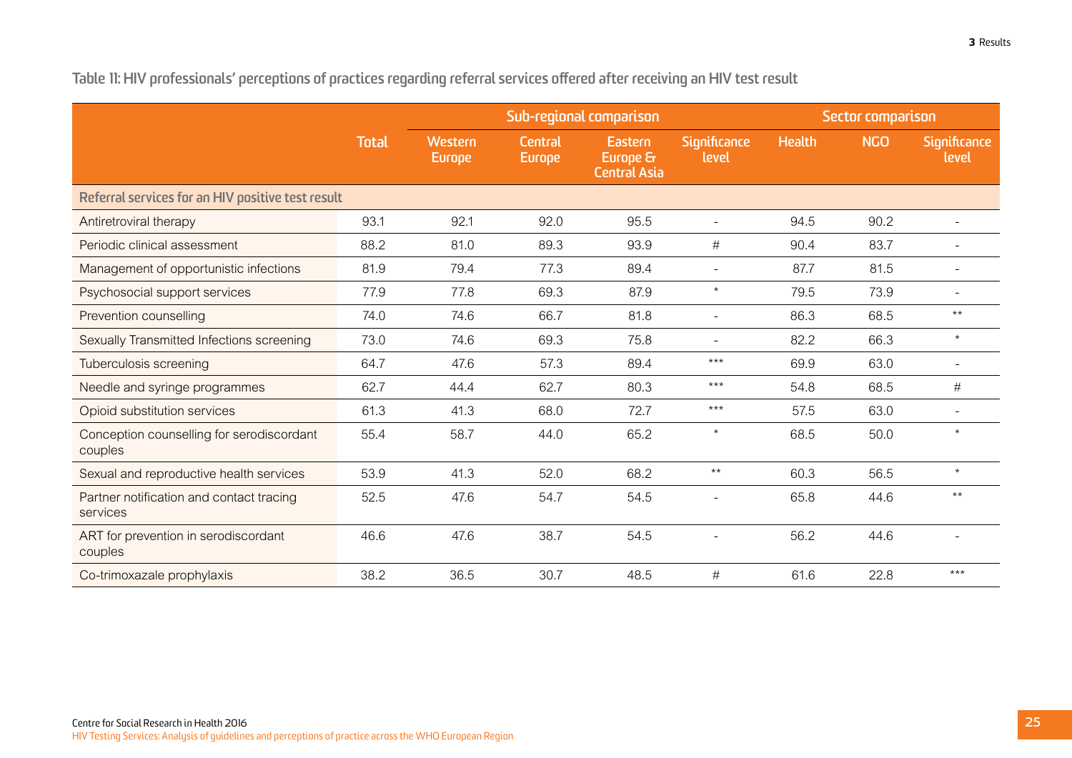Table 11: HIV professionals' perceptions of practices regarding referral services offered after receiving an HIV test result

| | Total | Sub-regional comparison | | | | Sector comparison | | |
|---|---|---|---|---|---|---|---|---|
| | | Western Europe | Central Europe | Eastern Europe & Central Asia | Significance level | Health | NGO | Significance level |
| **Referral services for an HIV positive test result** | | | | | | | | |
| Antiretroviral therapy | 93.1 | 92.1 | 92.0 | 95.5 | - | 94.5 | 90.2 | - |
| Periodic clinical assessment | 88.2 | 81.0 | 89.3 | 93.9 | # | 90.4 | 83.7 | - |
| Management of opportunistic infections | 81.9 | 79.4 | 77.3 | 89.4 | - | 87.7 | 81.5 | - |
| Psychosocial support services | 77.9 | 77.8 | 69.3 | 87.9 | * | 79.5 | 73.9 | - |
| Prevention counselling | 74.0 | 74.6 | 66.7 | 81.8 | - | 86.3 | 68.5 | ** |
| Sexually Transmitted Infections screening | 73.0 | 74.6 | 69.3 | 75.8 | - | 82.2 | 66.3 | * |
| Tuberculosis screening | 64.7 | 47.6 | 57.3 | 89.4 | *** | 69.9 | 63.0 | - |
| Needle and syringe programmes | 62.7 | 44.4 | 62.7 | 80.3 | *** | 54.8 | 68.5 | # |
| Opioid substitution services | 61.3 | 41.3 | 68.0 | 72.7 | *** | 57.5 | 63.0 | - |
| Conception counselling for serodiscordant couples | 55.4 | 58.7 | 44.0 | 65.2 | * | 68.5 | 50.0 | * |
| Sexual and reproductive health services | 53.9 | 41.3 | 52.0 | 68.2 | ** | 60.3 | 56.5 | * |
| Partner notification and contact tracing services | 52.5 | 47.6 | 54.7 | 54.5 | - | 65.8 | 44.6 | ** |
| ART for prevention in serodiscordant couples | 46.6 | 47.6 | 38.7 | 54.5 | - | 56.2 | 44.6 | - |
| Co-trimoxazale prophylaxis | 38.2 | 36.5 | 30.7 | 48.5 | # | 61.6 | 22.8 | *** |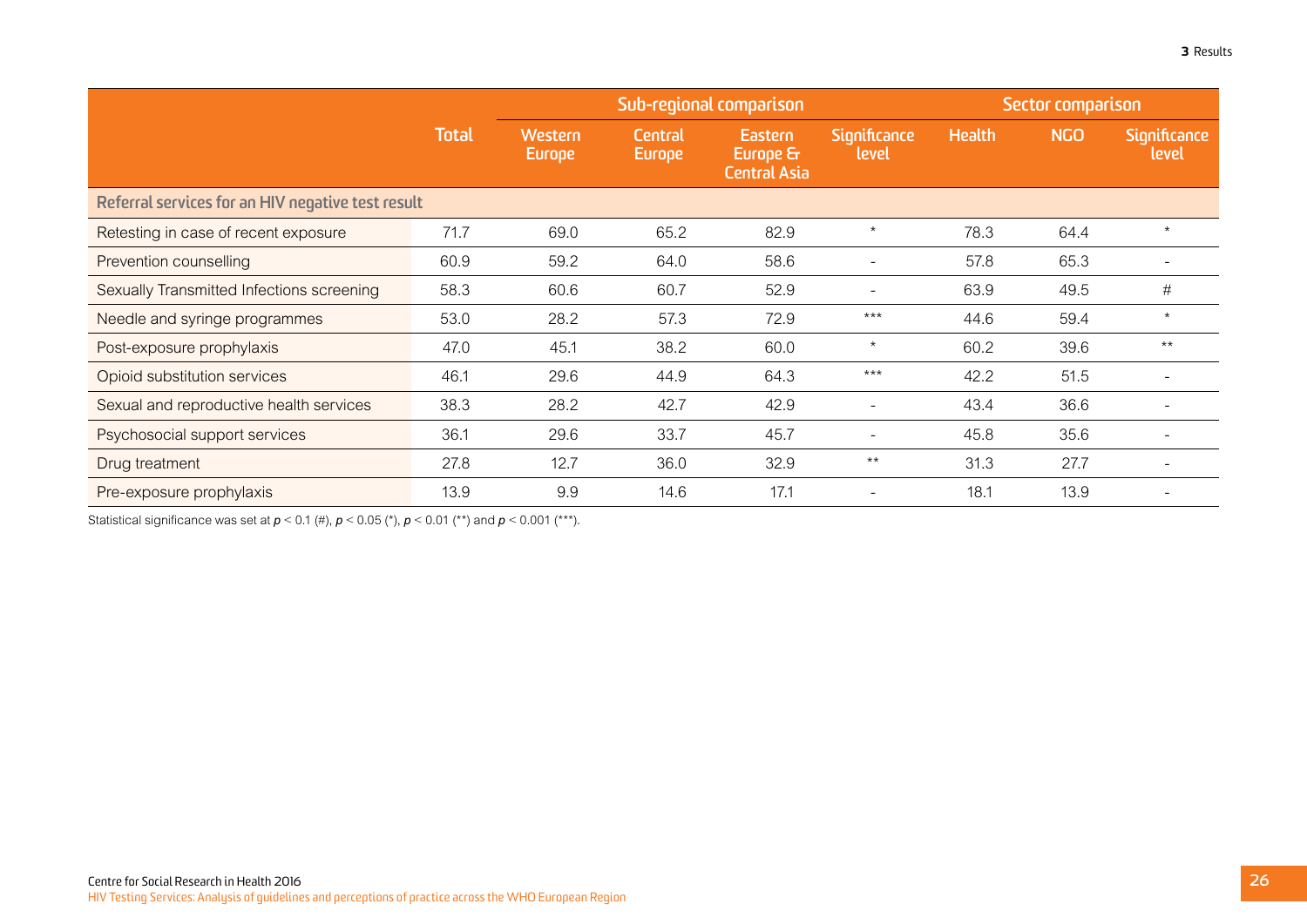| | Total | Sub-regional comparison | | | | Sector comparison | | |
|---|---|---|---|---|---|---|---|---|
| | | Western Europe | Central Europe | Eastern Europe & Central Asia | Significance level | Health | NGO | Significance level |
| **Referral services for an HIV negative test result** | | | | | | | | |
| Retesting in case of recent exposure | 71.7 | 69.0 | 65.2 | 82.9 | * | 78.3 | 64.4 | * |
| Prevention counselling | 60.9 | 59.2 | 64.0 | 58.6 | - | 57.8 | 65.3 | - |
| Sexually Transmitted Infections screening | 58.3 | 60.6 | 60.7 | 52.9 | - | 63.9 | 49.5 | # |
| Needle and syringe programmes | 53.0 | 28.2 | 57.3 | 72.9 | *** | 44.6 | 59.4 | * |
| Post-exposure prophylaxis | 47.0 | 45.1 | 38.2 | 60.0 | * | 60.2 | 39.6 | ** |
| Opioid substitution services | 46.1 | 29.6 | 44.9 | 64.3 | *** | 42.2 | 51.5 | - |
| Sexual and reproductive health services | 38.3 | 28.2 | 42.7 | 42.9 | - | 43.4 | 36.6 | - |
| Psychosocial support services | 36.1 | 29.6 | 33.7 | 45.7 | - | 45.8 | 35.6 | - |
| Drug treatment | 27.8 | 12.7 | 36.0 | 32.9 | ** | 31.3 | 27.7 | - |
| Pre-exposure prophylaxis | 13.9 | 9.9 | 14.6 | 17.1 | - | 18.1 | 13.9 | - |

Statistical significance was set at $p < 0.1$ (#), $p < 0.05$ (*), $p < 0.01$ (**) and $p < 0.001$ (***).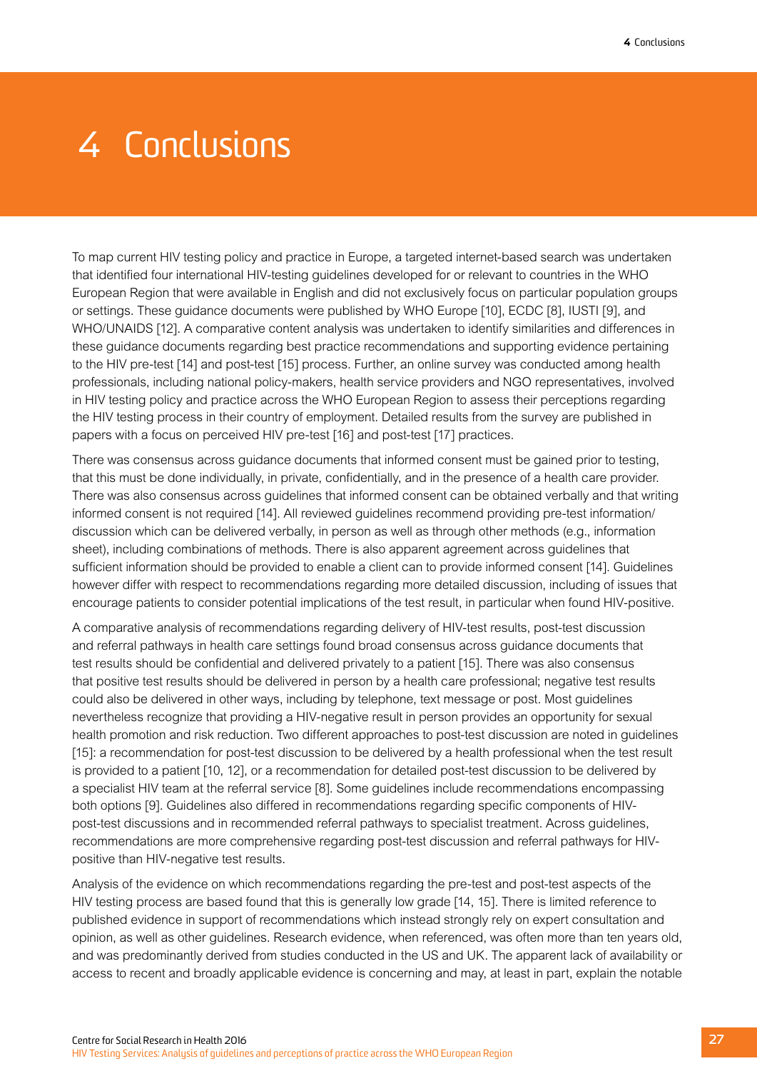# 4 Conclusions

To map current HIV testing policy and practice in Europe, a targeted internet-based search was undertaken that identified four international HIV-testing guidelines developed for or relevant to countries in the WHO European Region that were available in English and did not exclusively focus on particular population groups or settings. These guidance documents were published by WHO Europe [10], ECDC [8], IUSTI [9], and WHO/UNAIDS [12]. A comparative content analysis was undertaken to identify similarities and differences in these guidance documents regarding best practice recommendations and supporting evidence pertaining to the HIV pre-test [14] and post-test [15] process. Further, an online survey was conducted among health professionals, including national policy-makers, health service providers and NGO representatives, involved in HIV testing policy and practice across the WHO European Region to assess their perceptions regarding the HIV testing process in their country of employment. Detailed results from the survey are published in papers with a focus on perceived HIV pre-test [16] and post-test [17] practices.

There was consensus across guidance documents that informed consent must be gained prior to testing, that this must be done individually, in private, confidentially, and in the presence of a health care provider. There was also consensus across guidelines that informed consent can be obtained verbally and that writing informed consent is not required [14]. All reviewed guidelines recommend providing pre-test information/discussion which can be delivered verbally, in person as well as through other methods (e.g., information sheet), including combinations of methods. There is also apparent agreement across guidelines that sufficient information should be provided to enable a client can to provide informed consent [14]. Guidelines however differ with respect to recommendations regarding more detailed discussion, including of issues that encourage patients to consider potential implications of the test result, in particular when found HIV-positive.

A comparative analysis of recommendations regarding delivery of HIV-test results, post-test discussion and referral pathways in health care settings found broad consensus across guidance documents that test results should be confidential and delivered privately to a patient [15]. There was also consensus that positive test results should be delivered in person by a health care professional; negative test results could also be delivered in other ways, including by telephone, text message or post. Most guidelines nevertheless recognize that providing a HIV-negative result in person provides an opportunity for sexual health promotion and risk reduction. Two different approaches to post-test discussion are noted in guidelines [15]: a recommendation for post-test discussion to be delivered by a health professional when the test result is provided to a patient [10, 12], or a recommendation for detailed post-test discussion to be delivered by a specialist HIV team at the referral service [8]. Some guidelines include recommendations encompassing both options [9]. Guidelines also differed in recommendations regarding specific components of HIV-post-test discussions and in recommended referral pathways to specialist treatment. Across guidelines, recommendations are more comprehensive regarding post-test discussion and referral pathways for HIV-positive than HIV-negative test results.

Analysis of the evidence on which recommendations regarding the pre-test and post-test aspects of the HIV testing process are based found that this is generally low grade [14, 15]. There is limited reference to published evidence in support of recommendations which instead strongly rely on expert consultation and opinion, as well as other guidelines. Research evidence, when referenced, was often more than ten years old, and was predominantly derived from studies conducted in the US and UK. The apparent lack of availability or access to recent and broadly applicable evidence is concerning and may, at least in part, explain the notable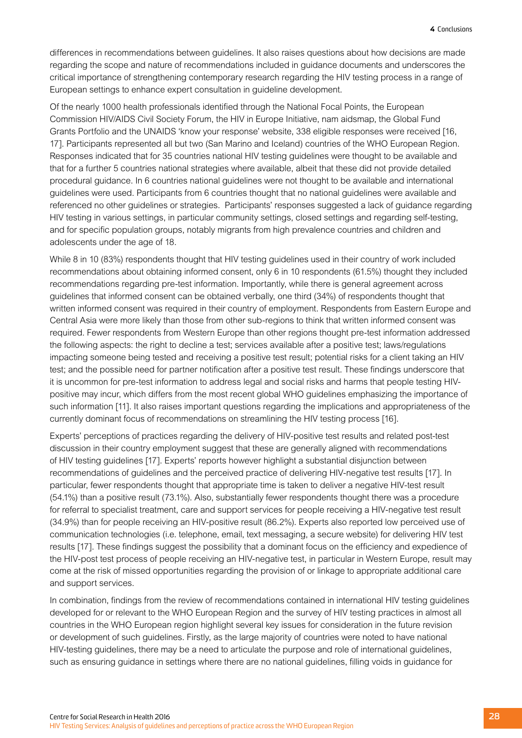differences in recommendations between guidelines. It also raises questions about how decisions are made regarding the scope and nature of recommendations included in guidance documents and underscores the critical importance of strengthening contemporary research regarding the HIV testing process in a range of European settings to enhance expert consultation in guideline development.

Of the nearly 1000 health professionals identified through the National Focal Points, the European Commission HIV/AIDS Civil Society Forum, the HIV in Europe Initiative, nam aidsmap, the Global Fund Grants Portfolio and the UNAIDS 'know your response' website, 338 eligible responses were received [16, 17]. Participants represented all but two (San Marino and Iceland) countries of the WHO European Region. Responses indicated that for 35 countries national HIV testing guidelines were thought to be available and that for a further 5 countries national strategies where available, albeit that these did not provide detailed procedural guidance. In 6 countries national guidelines were not thought to be available and international guidelines were used. Participants from 6 countries thought that no national guidelines were available and referenced no other guidelines or strategies. Participants' responses suggested a lack of guidance regarding HIV testing in various settings, in particular community settings, closed settings and regarding self-testing, and for specific population groups, notably migrants from high prevalence countries and children and adolescents under the age of 18.

While 8 in 10 (83%) respondents thought that HIV testing guidelines used in their country of work included recommendations about obtaining informed consent, only 6 in 10 respondents (61.5%) thought they included recommendations regarding pre-test information. Importantly, while there is general agreement across guidelines that informed consent can be obtained verbally, one third (34%) of respondents thought that written informed consent was required in their country of employment. Respondents from Eastern Europe and Central Asia were more likely than those from other sub-regions to think that written informed consent was required. Fewer respondents from Western Europe than other regions thought pre-test information addressed the following aspects: the right to decline a test; services available after a positive test; laws/regulations impacting someone being tested and receiving a positive test result; potential risks for a client taking an HIV test; and the possible need for partner notification after a positive test result. These findings underscore that it is uncommon for pre-test information to address legal and social risks and harms that people testing HIV-positive may incur, which differs from the most recent global WHO guidelines emphasizing the importance of such information [11]. It also raises important questions regarding the implications and appropriateness of the currently dominant focus of recommendations on streamlining the HIV testing process [16].

Experts' perceptions of practices regarding the delivery of HIV-positive test results and related post-test discussion in their country employment suggest that these are generally aligned with recommendations of HIV testing guidelines [17]. Experts' reports however highlight a substantial disjunction between recommendations of guidelines and the perceived practice of delivering HIV-negative test results [17]. In particular, fewer respondents thought that appropriate time is taken to deliver a negative HIV-test result (54.1%) than a positive result (73.1%). Also, substantially fewer respondents thought there was a procedure for referral to specialist treatment, care and support services for people receiving a HIV-negative test result (34.9%) than for people receiving an HIV-positive result (86.2%). Experts also reported low perceived use of communication technologies (i.e. telephone, email, text messaging, a secure website) for delivering HIV test results [17]. These findings suggest the possibility that a dominant focus on the efficiency and expedience of the HIV-post test process of people receiving an HIV-negative test, in particular in Western Europe, result may come at the risk of missed opportunities regarding the provision of or linkage to appropriate additional care and support services.

In combination, findings from the review of recommendations contained in international HIV testing guidelines developed for or relevant to the WHO European Region and the survey of HIV testing practices in almost all countries in the WHO European region highlight several key issues for consideration in the future revision or development of such guidelines. Firstly, as the large majority of countries were noted to have national HIV-testing guidelines, there may be a need to articulate the purpose and role of international guidelines, such as ensuring guidance in settings where there are no national guidelines, filling voids in guidance for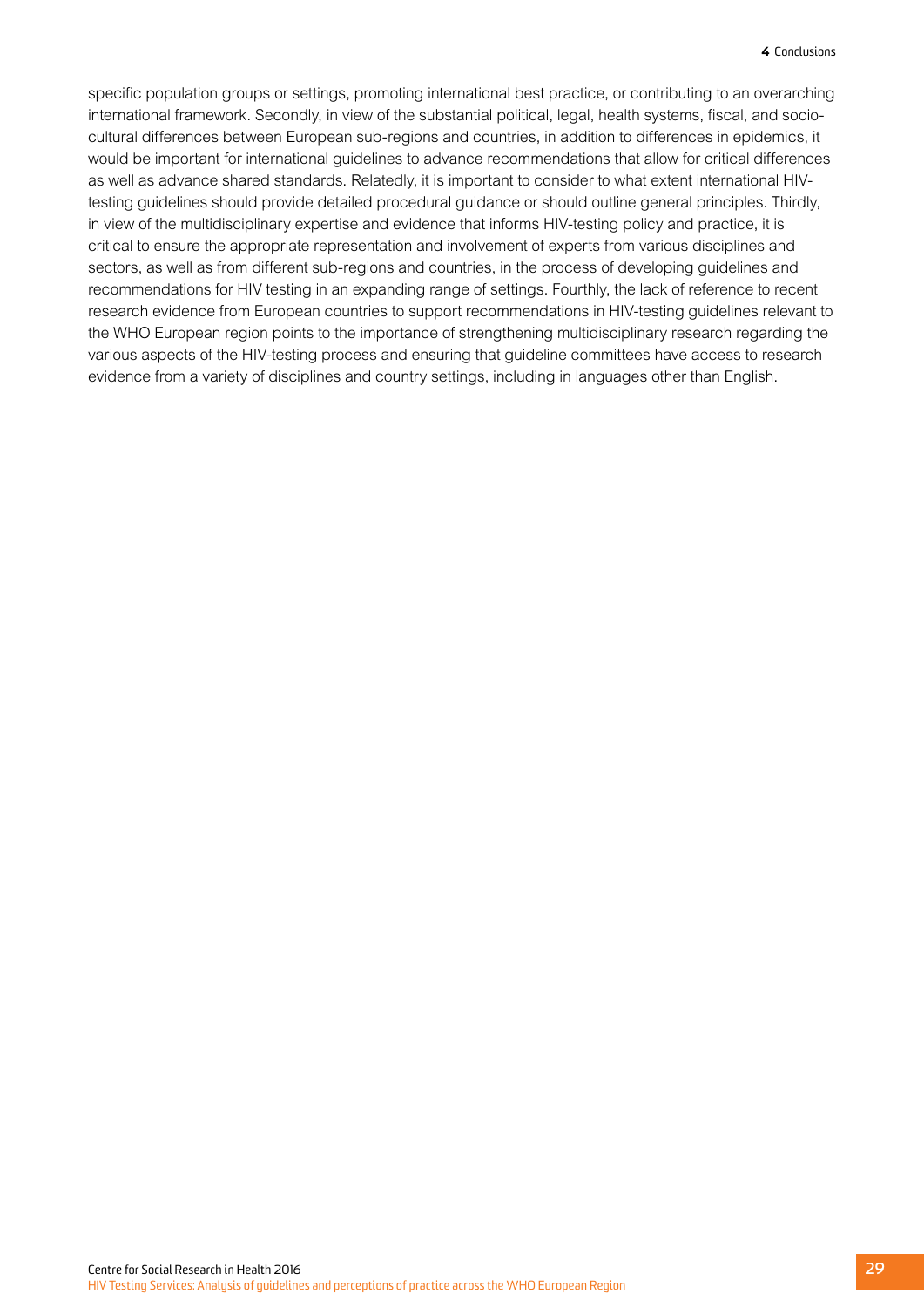specific population groups or settings, promoting international best practice, or contributing to an overarching international framework. Secondly, in view of the substantial political, legal, health systems, fiscal, and socio-cultural differences between European sub-regions and countries, in addition to differences in epidemics, it would be important for international guidelines to advance recommendations that allow for critical differences as well as advance shared standards. Relatedly, it is important to consider to what extent international HIV-testing guidelines should provide detailed procedural guidance or should outline general principles. Thirdly, in view of the multidisciplinary expertise and evidence that informs HIV-testing policy and practice, it is critical to ensure the appropriate representation and involvement of experts from various disciplines and sectors, as well as from different sub-regions and countries, in the process of developing guidelines and recommendations for HIV testing in an expanding range of settings. Fourthly, the lack of reference to recent research evidence from European countries to support recommendations in HIV-testing guidelines relevant to the WHO European region points to the importance of strengthening multidisciplinary research regarding the various aspects of the HIV-testing process and ensuring that guideline committees have access to research evidence from a variety of disciplines and country settings, including in languages other than English.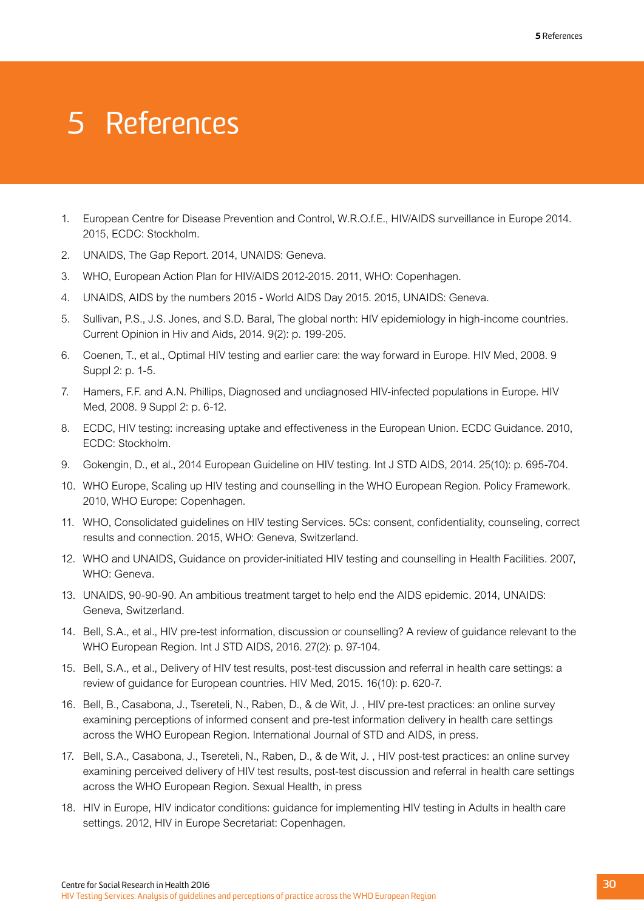# 5 References

1. European Centre for Disease Prevention and Control, W.R.O.f.E., HIV/AIDS surveillance in Europe 2014. 2015, ECDC: Stockholm.
2. UNAIDS, The Gap Report. 2014, UNAIDS: Geneva.
3. WHO, European Action Plan for HIV/AIDS 2012-2015. 2011, WHO: Copenhagen.
4. UNAIDS, AIDS by the numbers 2015 - World AIDS Day 2015. 2015, UNAIDS: Geneva.
5. Sullivan, P.S., J.S. Jones, and S.D. Baral, The global north: HIV epidemiology in high-income countries. Current Opinion in Hiv and Aids, 2014. 9(2): p. 199-205.
6. Coenen, T., et al., Optimal HIV testing and earlier care: the way forward in Europe. HIV Med, 2008. 9 Suppl 2: p. 1-5.
7. Hamers, F.F. and A.N. Phillips, Diagnosed and undiagnosed HIV-infected populations in Europe. HIV Med, 2008. 9 Suppl 2: p. 6-12.
8. ECDC, HIV testing: increasing uptake and effectiveness in the European Union. ECDC Guidance. 2010, ECDC: Stockholm.
9. Gokengin, D., et al., 2014 European Guideline on HIV testing. Int J STD AIDS, 2014. 25(10): p. 695-704.
10. WHO Europe, Scaling up HIV testing and counselling in the WHO European Region. Policy Framework. 2010, WHO Europe: Copenhagen.
11. WHO, Consolidated guidelines on HIV testing Services. 5Cs: consent, confidentiality, counseling, correct results and connection. 2015, WHO: Geneva, Switzerland.
12. WHO and UNAIDS, Guidance on provider-initiated HIV testing and counselling in Health Facilities. 2007, WHO: Geneva.
13. UNAIDS, 90-90-90. An ambitious treatment target to help end the AIDS epidemic. 2014, UNAIDS: Geneva, Switzerland.
14. Bell, S.A., et al., HIV pre-test information, discussion or counselling? A review of guidance relevant to the WHO European Region. Int J STD AIDS, 2016. 27(2): p. 97-104.
15. Bell, S.A., et al., Delivery of HIV test results, post-test discussion and referral in health care settings: a review of guidance for European countries. HIV Med, 2015. 16(10): p. 620-7.
16. Bell, B., Casabona, J., Tsereteli, N., Raben, D., & de Wit, J. , HIV pre-test practices: an online survey examining perceptions of informed consent and pre-test information delivery in health care settings across the WHO European Region. International Journal of STD and AIDS, in press.
17. Bell, S.A., Casabona, J., Tsereteli, N., Raben, D., & de Wit, J. , HIV post-test practices: an online survey examining perceived delivery of HIV test results, post-test discussion and referral in health care settings across the WHO European Region. Sexual Health, in press
18. HIV in Europe, HIV indicator conditions: guidance for implementing HIV testing in Adults in health care settings. 2012, HIV in Europe Secretariat: Copenhagen.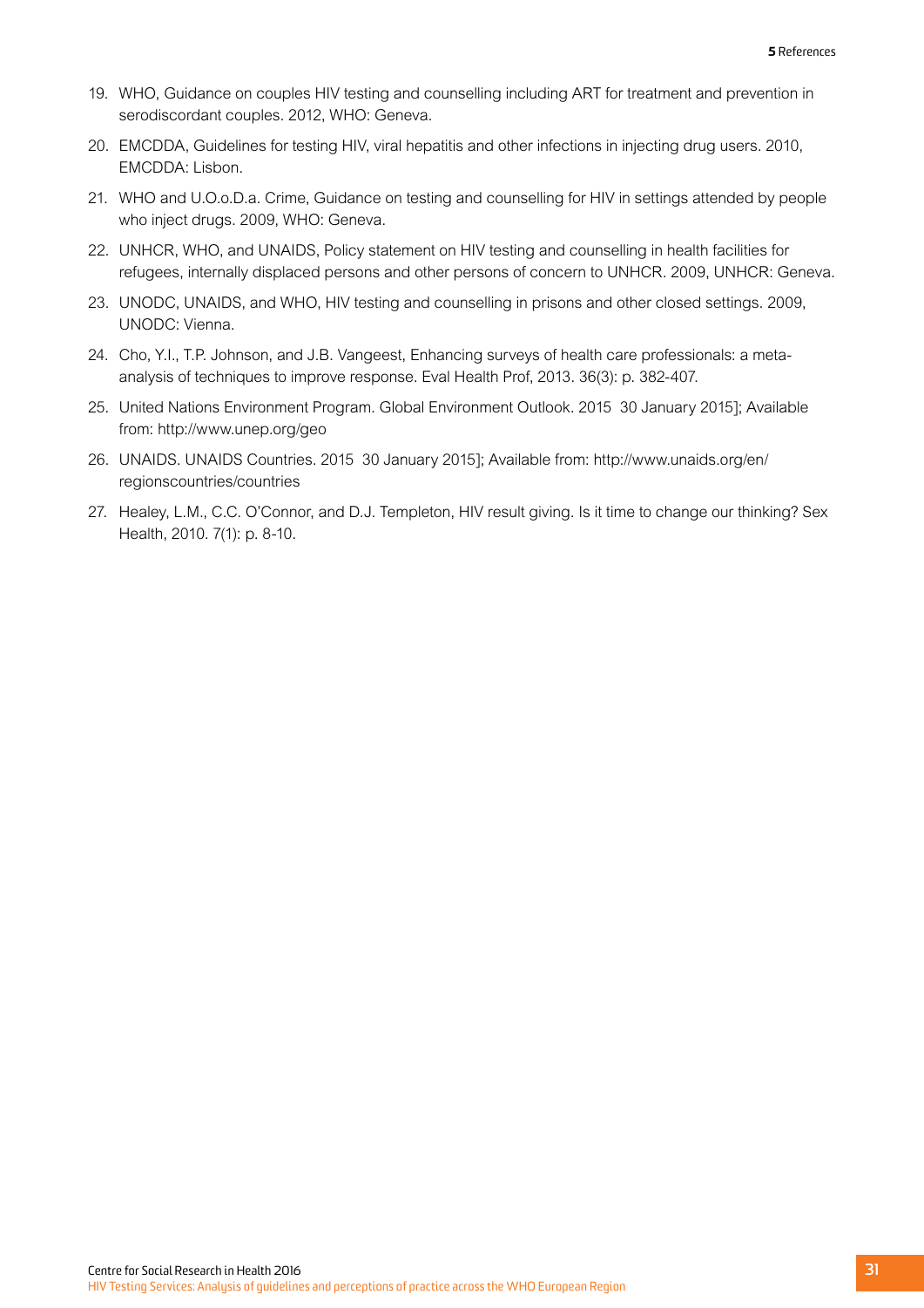19. WHO, Guidance on couples HIV testing and counselling including ART for treatment and prevention in serodiscordant couples. 2012, WHO: Geneva.

20. EMCDDA, Guidelines for testing HIV, viral hepatitis and other infections in injecting drug users. 2010, EMCDDA: Lisbon.

21. WHO and U.O.o.D.a. Crime, Guidance on testing and counselling for HIV in settings attended by people who inject drugs. 2009, WHO: Geneva.

22. UNHCR, WHO, and UNAIDS, Policy statement on HIV testing and counselling in health facilities for refugees, internally displaced persons and other persons of concern to UNHCR. 2009, UNHCR: Geneva.

23. UNODC, UNAIDS, and WHO, HIV testing and counselling in prisons and other closed settings. 2009, UNODC: Vienna.

24. Cho, Y.I., T.P. Johnson, and J.B. Vangeest, Enhancing surveys of health care professionals: a meta-analysis of techniques to improve response. Eval Health Prof, 2013. 36(3): p. 382-407.

25. United Nations Environment Program. Global Environment Outlook. 2015 30 January 2015]; Available from: http://www.unep.org/geo

26. UNAIDS. UNAIDS Countries. 2015 30 January 2015]; Available from: http://www.unaids.org/en/regionscountries/countries

27. Healey, L.M., C.C. O'Connor, and D.J. Templeton, HIV result giving. Is it time to change our thinking? Sex Health, 2010. 7(1): p. 8-10.